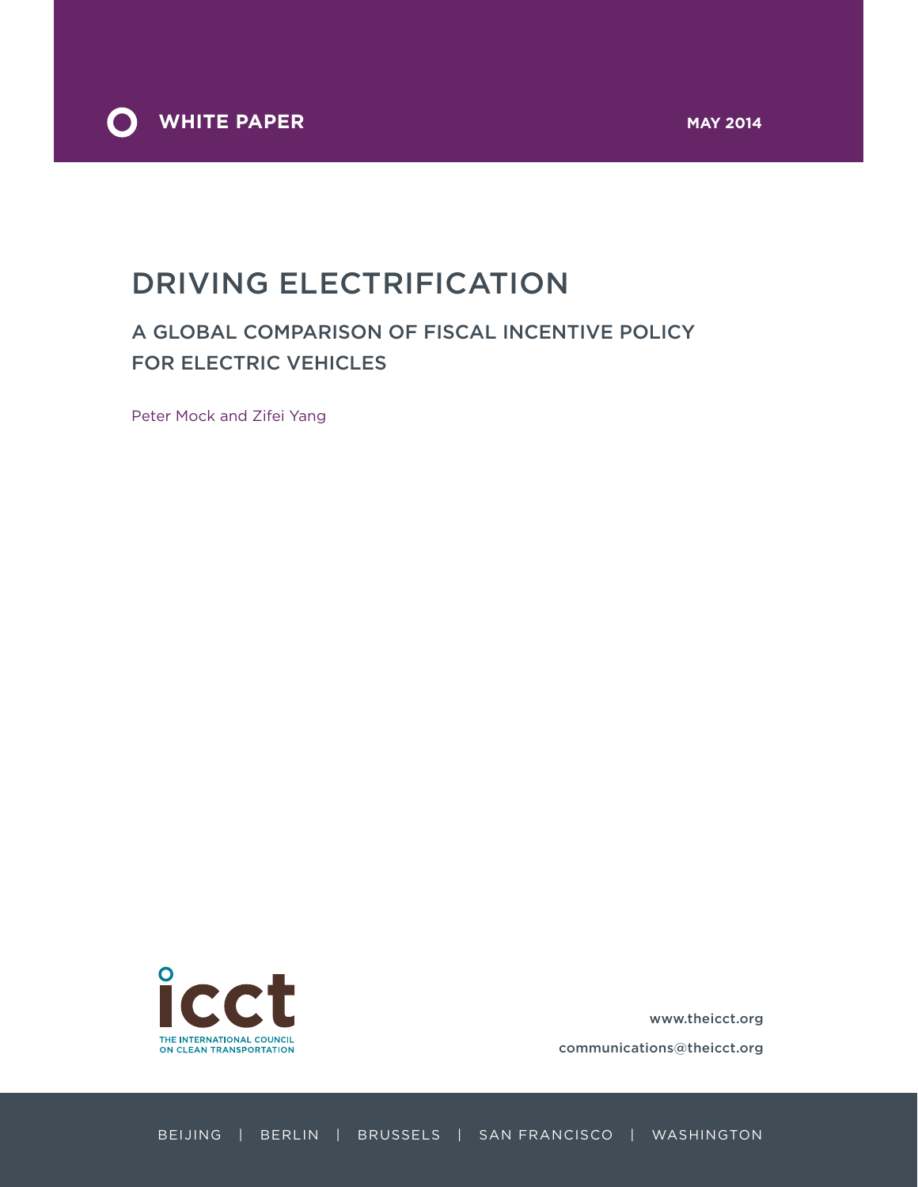WHITE PAPER

MAY 2014

# DRIVING ELECTRIFICATION

## A GLOBAL COMPARISON OF FISCAL INCENTIVE POLICY FOR ELECTRIC VEHICLES

Peter Mock and Zifei Yang

icct

THE INTERNATIONAL COUNCIL ON CLEAN TRANSPORTATION

www.theicct.org

communications@theicct.org

BEIJING | BERLIN | BRUSSELS | SAN FRANCISCO | WASHINGTON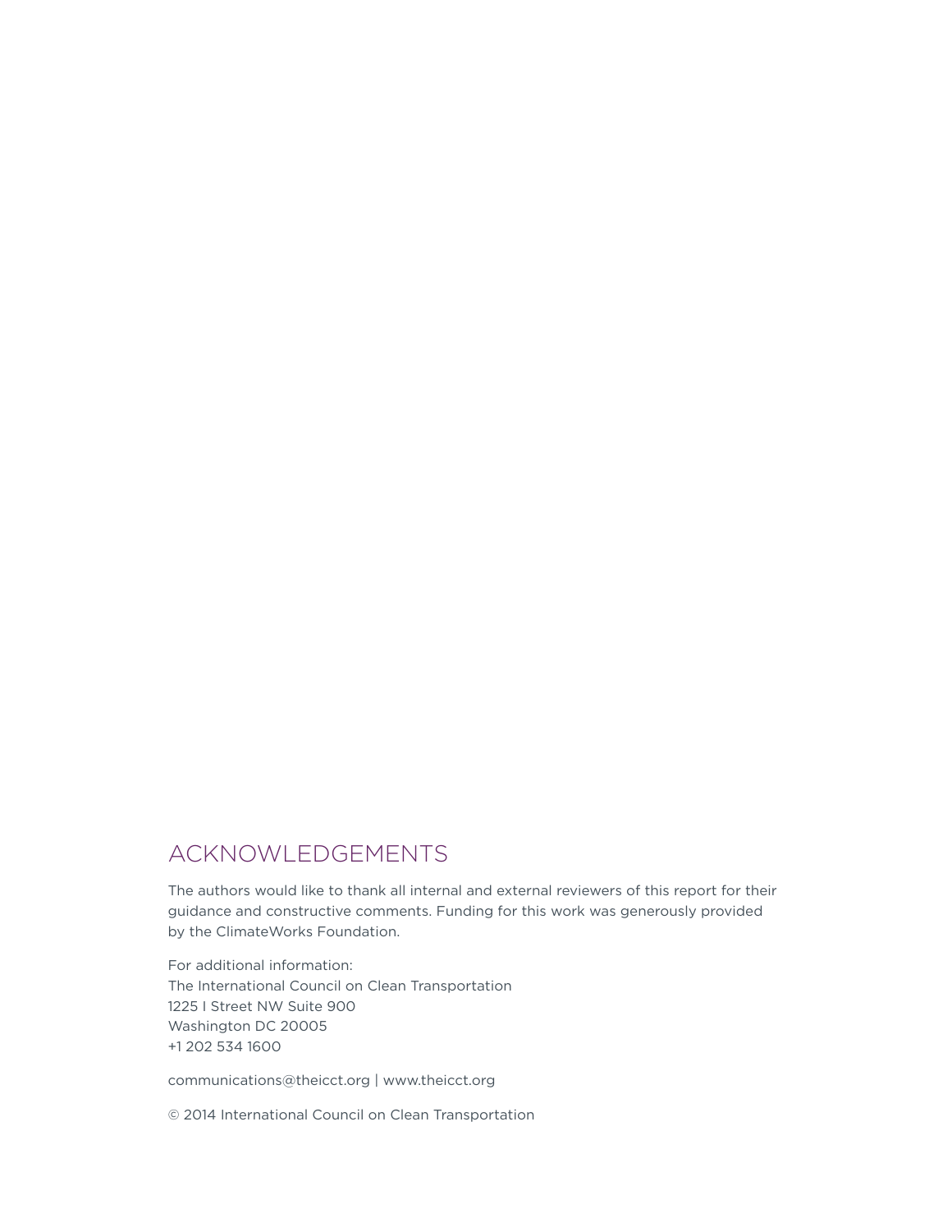## ACKNOWLEDGEMENTS

The authors would like to thank all internal and external reviewers of this report for their guidance and constructive comments. Funding for this work was generously provided by the ClimateWorks Foundation.

For additional information:
The International Council on Clean Transportation
1225 I Street NW Suite 900
Washington DC 20005
+1 202 534 1600

communications@theicct.org | www.theicct.org

© 2014 International Council on Clean Transportation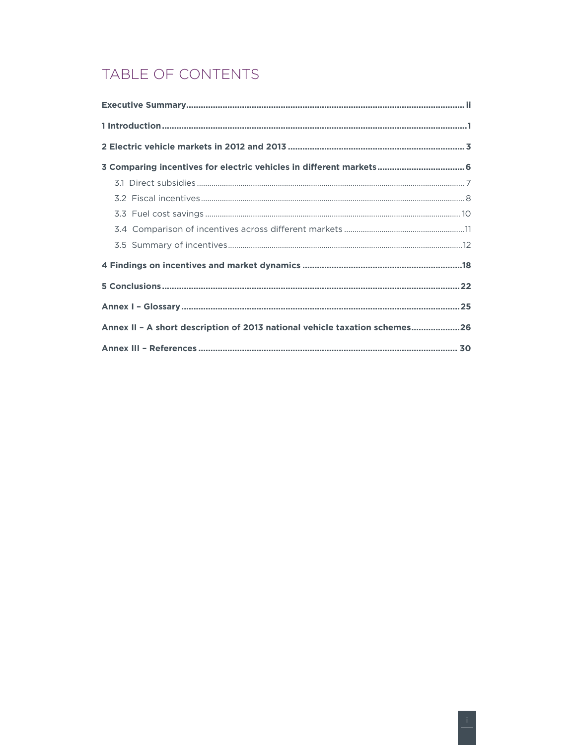# TABLE OF CONTENTS

**Executive Summary** .......... ii

**1 Introduction** .......... 1

**2 Electric vehicle markets in 2012 and 2013** .......... 3

**3 Comparing incentives for electric vehicles in different markets** .......... 6

- 3.1 Direct subsidies .......... 7
- 3.2 Fiscal incentives .......... 8
- 3.3 Fuel cost savings .......... 10
- 3.4 Comparison of incentives across different markets .......... 11
- 3.5 Summary of incentives .......... 12

**4 Findings on incentives and market dynamics** .......... 18

**5 Conclusions** .......... 22

**Annex I – Glossary** .......... 25

**Annex II – A short description of 2013 national vehicle taxation schemes** .......... 26

**Annex III – References** .......... 30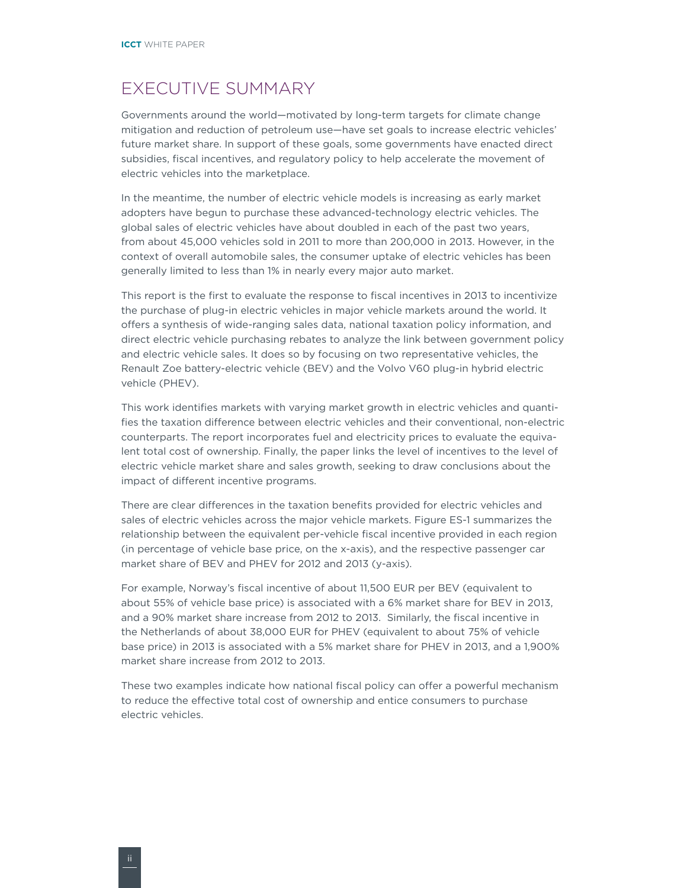# EXECUTIVE SUMMARY

Governments around the world—motivated by long-term targets for climate change mitigation and reduction of petroleum use—have set goals to increase electric vehicles' future market share. In support of these goals, some governments have enacted direct subsidies, fiscal incentives, and regulatory policy to help accelerate the movement of electric vehicles into the marketplace.

In the meantime, the number of electric vehicle models is increasing as early market adopters have begun to purchase these advanced-technology electric vehicles. The global sales of electric vehicles have about doubled in each of the past two years, from about 45,000 vehicles sold in 2011 to more than 200,000 in 2013. However, in the context of overall automobile sales, the consumer uptake of electric vehicles has been generally limited to less than 1% in nearly every major auto market.

This report is the first to evaluate the response to fiscal incentives in 2013 to incentivize the purchase of plug-in electric vehicles in major vehicle markets around the world. It offers a synthesis of wide-ranging sales data, national taxation policy information, and direct electric vehicle purchasing rebates to analyze the link between government policy and electric vehicle sales. It does so by focusing on two representative vehicles, the Renault Zoe battery-electric vehicle (BEV) and the Volvo V60 plug-in hybrid electric vehicle (PHEV).

This work identifies markets with varying market growth in electric vehicles and quantifies the taxation difference between electric vehicles and their conventional, non-electric counterparts. The report incorporates fuel and electricity prices to evaluate the equivalent total cost of ownership. Finally, the paper links the level of incentives to the level of electric vehicle market share and sales growth, seeking to draw conclusions about the impact of different incentive programs.

There are clear differences in the taxation benefits provided for electric vehicles and sales of electric vehicles across the major vehicle markets. Figure ES-1 summarizes the relationship between the equivalent per-vehicle fiscal incentive provided in each region (in percentage of vehicle base price, on the x-axis), and the respective passenger car market share of BEV and PHEV for 2012 and 2013 (y-axis).

For example, Norway's fiscal incentive of about 11,500 EUR per BEV (equivalent to about 55% of vehicle base price) is associated with a 6% market share for BEV in 2013, and a 90% market share increase from 2012 to 2013. Similarly, the fiscal incentive in the Netherlands of about 38,000 EUR for PHEV (equivalent to about 75% of vehicle base price) in 2013 is associated with a 5% market share for PHEV in 2013, and a 1,900% market share increase from 2012 to 2013.

These two examples indicate how national fiscal policy can offer a powerful mechanism to reduce the effective total cost of ownership and entice consumers to purchase electric vehicles.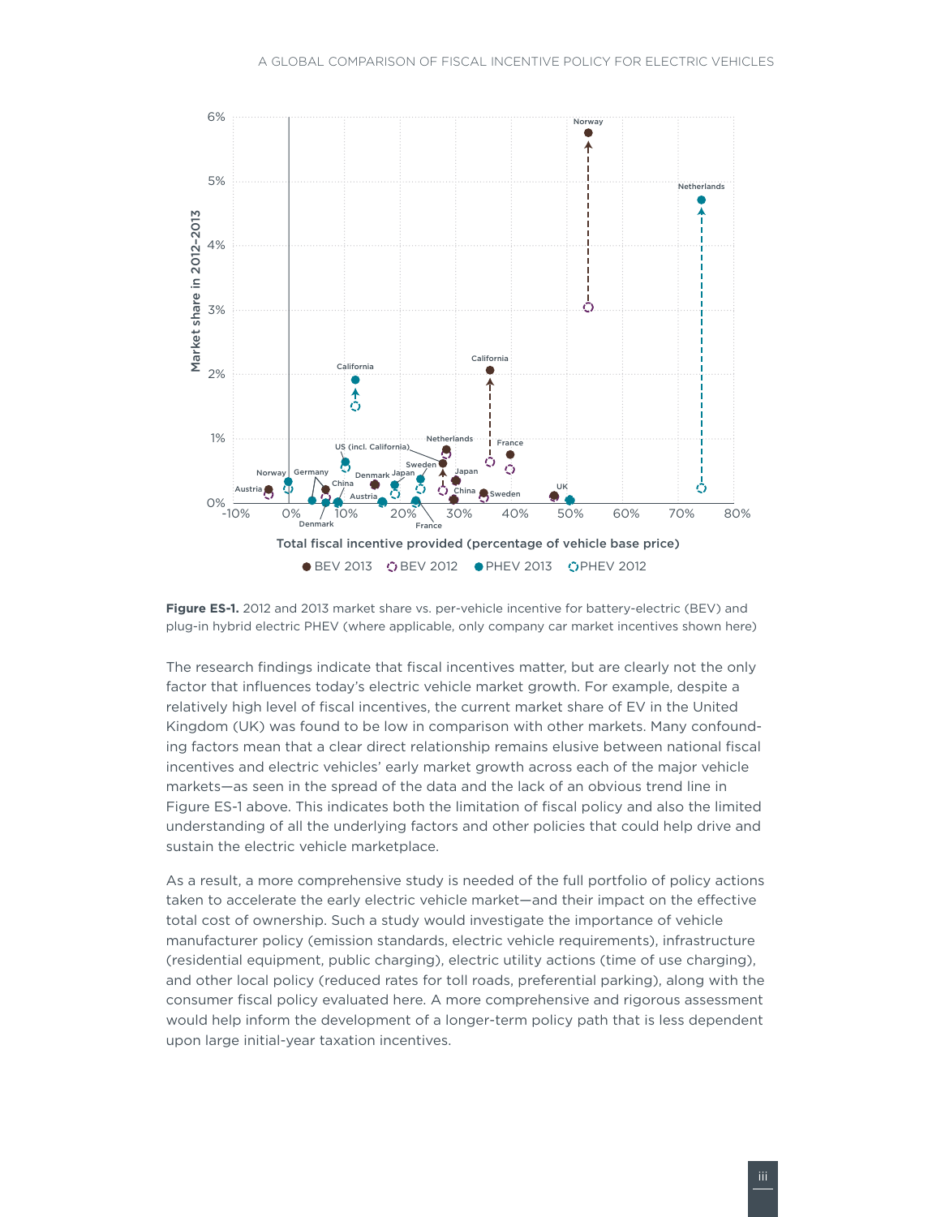**Figure ES-1.** 2012 and 2013 market share vs. per-vehicle incentive for battery-electric (BEV) and plug-in hybrid electric PHEV (where applicable, only company car market incentives shown here)

The research findings indicate that fiscal incentives matter, but are clearly not the only factor that influences today's electric vehicle market growth. For example, despite a relatively high level of fiscal incentives, the current market share of EV in the United Kingdom (UK) was found to be low in comparison with other markets. Many confounding factors mean that a clear direct relationship remains elusive between national fiscal incentives and electric vehicles' early market growth across each of the major vehicle markets—as seen in the spread of the data and the lack of an obvious trend line in Figure ES-1 above. This indicates both the limitation of fiscal policy and also the limited understanding of all the underlying factors and other policies that could help drive and sustain the electric vehicle marketplace.

As a result, a more comprehensive study is needed of the full portfolio of policy actions taken to accelerate the early electric vehicle market—and their impact on the effective total cost of ownership. Such a study would investigate the importance of vehicle manufacturer policy (emission standards, electric vehicle requirements), infrastructure (residential equipment, public charging), electric utility actions (time of use charging), and other local policy (reduced rates for toll roads, preferential parking), along with the consumer fiscal policy evaluated here. A more comprehensive and rigorous assessment would help inform the development of a longer-term policy path that is less dependent upon large initial-year taxation incentives.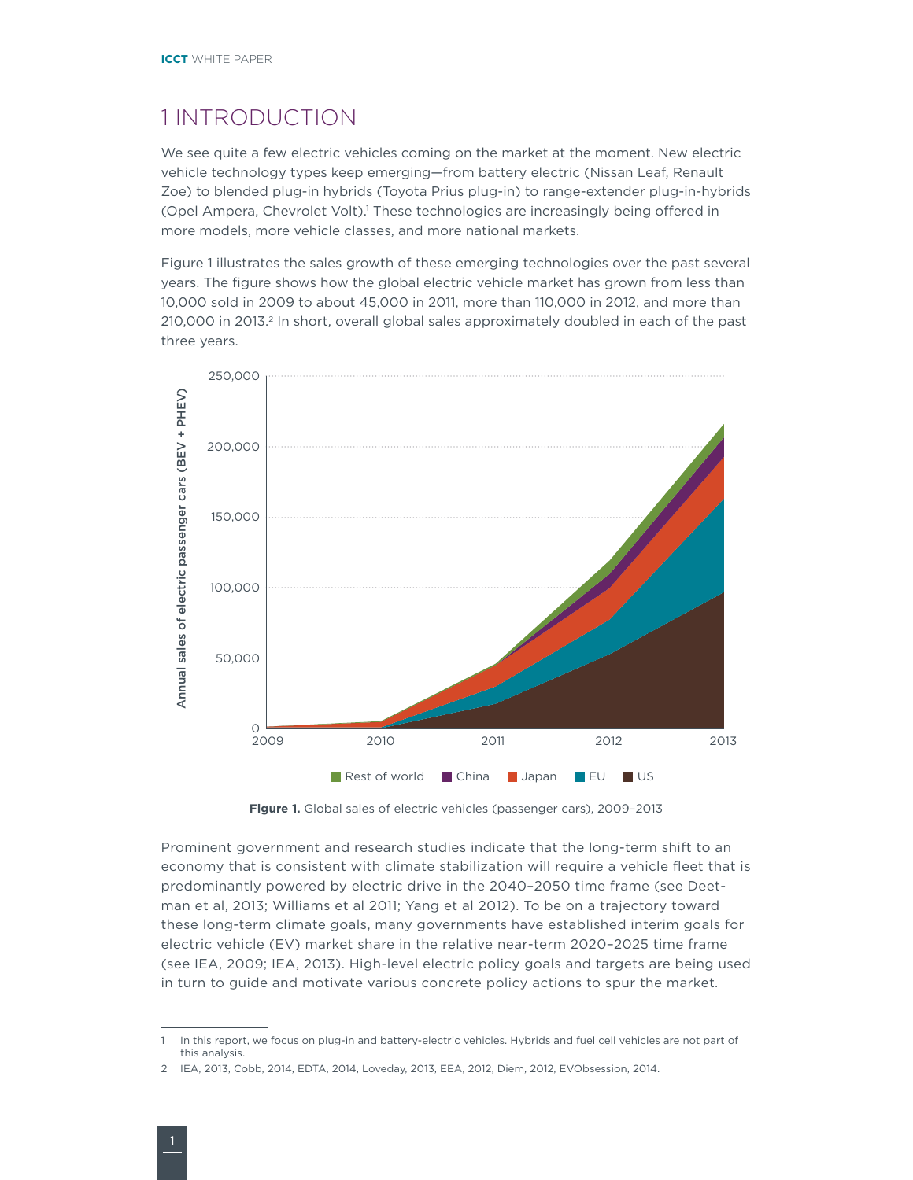# 1 INTRODUCTION

We see quite a few electric vehicles coming on the market at the moment. New electric vehicle technology types keep emerging—from battery electric (Nissan Leaf, Renault Zoe) to blended plug-in hybrids (Toyota Prius plug-in) to range-extender plug-in-hybrids (Opel Ampera, Chevrolet Volt).[1] These technologies are increasingly being offered in more models, more vehicle classes, and more national markets.

Figure 1 illustrates the sales growth of these emerging technologies over the past several years. The figure shows how the global electric vehicle market has grown from less than 10,000 sold in 2009 to about 45,000 in 2011, more than 110,000 in 2012, and more than 210,000 in 2013.[2] In short, overall global sales approximately doubled in each of the past three years.

**Figure 1.** Global sales of electric vehicles (passenger cars), 2009–2013

Prominent government and research studies indicate that the long-term shift to an economy that is consistent with climate stabilization will require a vehicle fleet that is predominantly powered by electric drive in the 2040–2050 time frame (see Deetman et al, 2013; Williams et al 2011; Yang et al 2012). To be on a trajectory toward these long-term climate goals, many governments have established interim goals for electric vehicle (EV) market share in the relative near-term 2020–2025 time frame (see IEA, 2009; IEA, 2013). High-level electric policy goals and targets are being used in turn to guide and motivate various concrete policy actions to spur the market.

---

1 In this report, we focus on plug-in and battery-electric vehicles. Hybrids and fuel cell vehicles are not part of this analysis.

2 IEA, 2013, Cobb, 2014, EDTA, 2014, Loveday, 2013, EEA, 2012, Diem, 2012, EVObsession, 2014.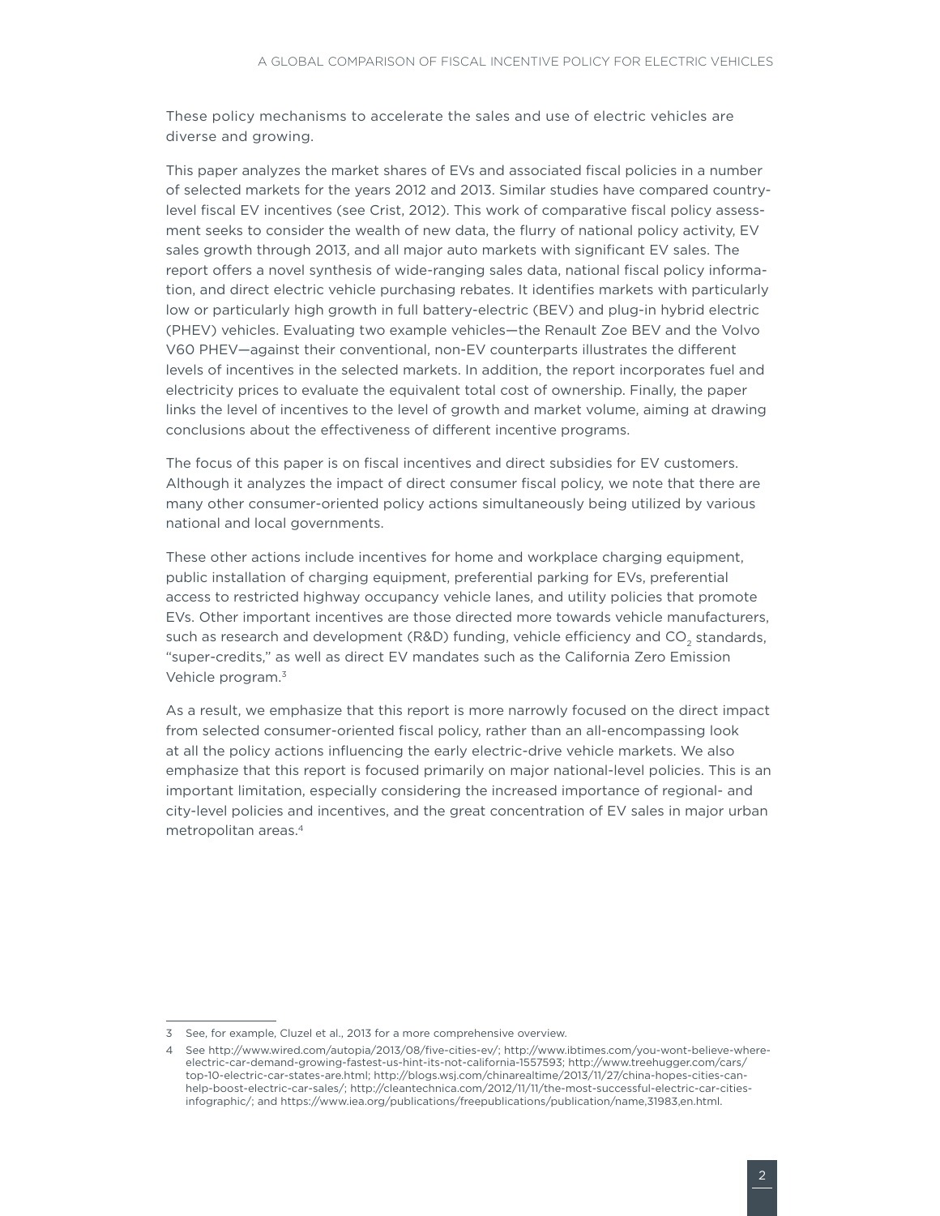These policy mechanisms to accelerate the sales and use of electric vehicles are diverse and growing.

This paper analyzes the market shares of EVs and associated fiscal policies in a number of selected markets for the years 2012 and 2013. Similar studies have compared country-level fiscal EV incentives (see Crist, 2012). This work of comparative fiscal policy assessment seeks to consider the wealth of new data, the flurry of national policy activity, EV sales growth through 2013, and all major auto markets with significant EV sales. The report offers a novel synthesis of wide-ranging sales data, national fiscal policy information, and direct electric vehicle purchasing rebates. It identifies markets with particularly low or particularly high growth in full battery-electric (BEV) and plug-in hybrid electric (PHEV) vehicles. Evaluating two example vehicles—the Renault Zoe BEV and the Volvo V60 PHEV—against their conventional, non-EV counterparts illustrates the different levels of incentives in the selected markets. In addition, the report incorporates fuel and electricity prices to evaluate the equivalent total cost of ownership. Finally, the paper links the level of incentives to the level of growth and market volume, aiming at drawing conclusions about the effectiveness of different incentive programs.

The focus of this paper is on fiscal incentives and direct subsidies for EV customers. Although it analyzes the impact of direct consumer fiscal policy, we note that there are many other consumer-oriented policy actions simultaneously being utilized by various national and local governments.

These other actions include incentives for home and workplace charging equipment, public installation of charging equipment, preferential parking for EVs, preferential access to restricted highway occupancy vehicle lanes, and utility policies that promote EVs. Other important incentives are those directed more towards vehicle manufacturers, such as research and development (R&D) funding, vehicle efficiency and $CO_2$ standards, "super-credits," as well as direct EV mandates such as the California Zero Emission Vehicle program.[3]

As a result, we emphasize that this report is more narrowly focused on the direct impact from selected consumer-oriented fiscal policy, rather than an all-encompassing look at all the policy actions influencing the early electric-drive vehicle markets. We also emphasize that this report is focused primarily on major national-level policies. This is an important limitation, especially considering the increased importance of regional- and city-level policies and incentives, and the great concentration of EV sales in major urban metropolitan areas.[4]

---

3 See, for example, Cluzel et al., 2013 for a more comprehensive overview.

4 See http://www.wired.com/autopia/2013/08/five-cities-ev/; http://www.ibtimes.com/you-wont-believe-where-electric-car-demand-growing-fastest-us-hint-its-not-california-1557593; http://www.treehugger.com/cars/top-10-electric-car-states-are.html; http://blogs.wsj.com/chinarealtime/2013/11/27/china-hopes-cities-can-help-boost-electric-car-sales/; http://cleantechnica.com/2012/11/11/the-most-successful-electric-car-cities-infographic/; and https://www.iea.org/publications/freepublications/publication/name,31983,en.html.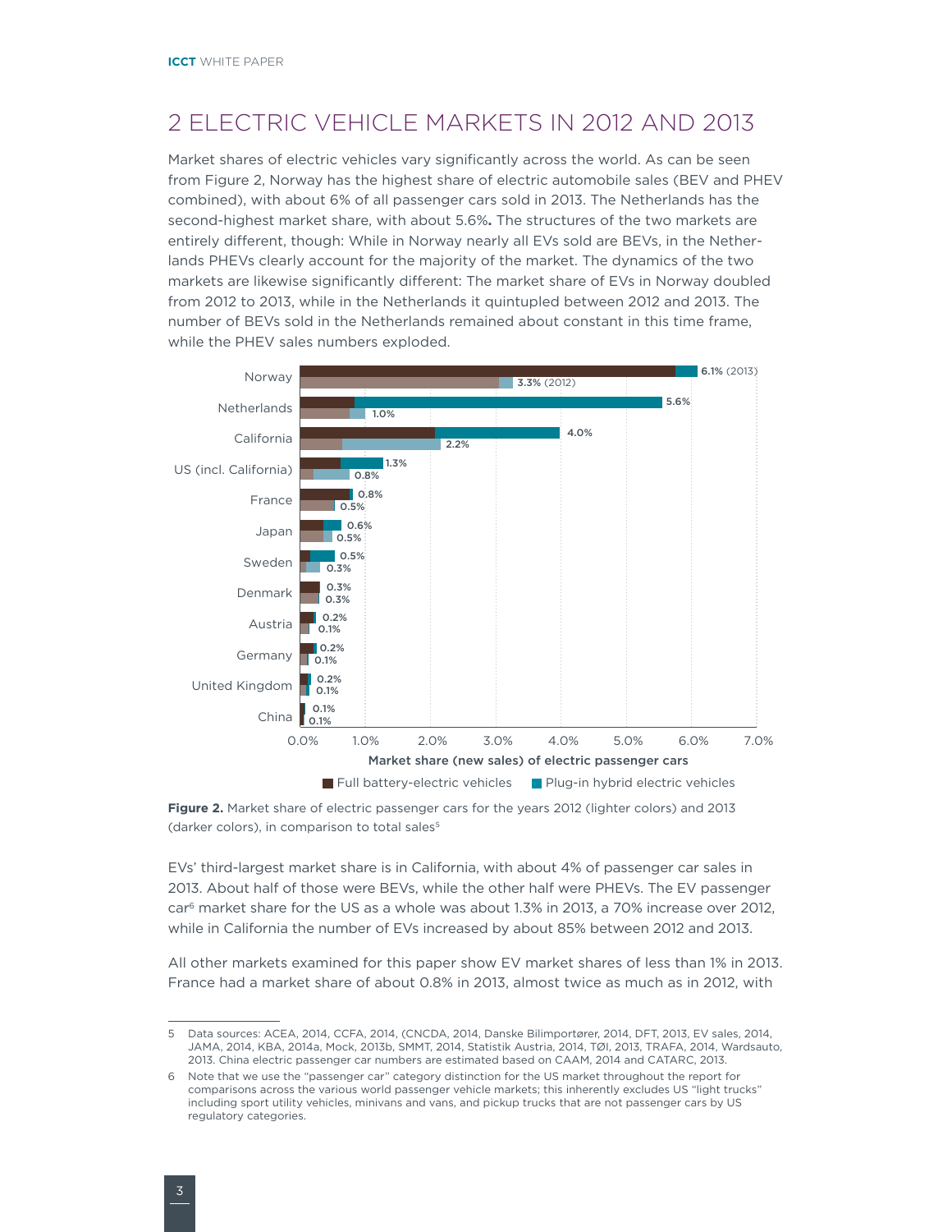## 2 ELECTRIC VEHICLE MARKETS IN 2012 AND 2013

Market shares of electric vehicles vary significantly across the world. As can be seen from Figure 2, Norway has the highest share of electric automobile sales (BEV and PHEV combined), with about 6% of all passenger cars sold in 2013. The Netherlands has the second-highest market share, with about 5.6%**.** The structures of the two markets are entirely different, though: While in Norway nearly all EVs sold are BEVs, in the Netherlands PHEVs clearly account for the majority of the market. The dynamics of the two markets are likewise significantly different: The market share of EVs in Norway doubled from 2012 to 2013, while in the Netherlands it quintupled between 2012 and 2013. The number of BEVs sold in the Netherlands remained about constant in this time frame, while the PHEV sales numbers exploded.

**Figure 2.** Market share of electric passenger cars for the years 2012 (lighter colors) and 2013 (darker colors), in comparison to total sales[5]

EVs' third-largest market share is in California, with about 4% of passenger car sales in 2013. About half of those were BEVs, while the other half were PHEVs. The EV passenger car[6] market share for the US as a whole was about 1.3% in 2013, a 70% increase over 2012, while in California the number of EVs increased by about 85% between 2012 and 2013.

All other markets examined for this paper show EV market shares of less than 1% in 2013. France had a market share of about 0.8% in 2013, almost twice as much as in 2012, with

5 Data sources: ACEA, 2014, CCFA, 2014, (CNCDA, 2014, Danske Bilimportører, 2014, DFT, 2013, EV sales, 2014, JAMA, 2014, KBA, 2014a, Mock, 2013b, SMMT, 2014, Statistik Austria, 2014, TØI, 2013, TRAFA, 2014, Wardsauto, 2013. China electric passenger car numbers are estimated based on CAAM, 2014 and CATARC, 2013.

6 Note that we use the "passenger car" category distinction for the US market throughout the report for comparisons across the various world passenger vehicle markets; this inherently excludes US "light trucks" including sport utility vehicles, minivans and vans, and pickup trucks that are not passenger cars by US regulatory categories.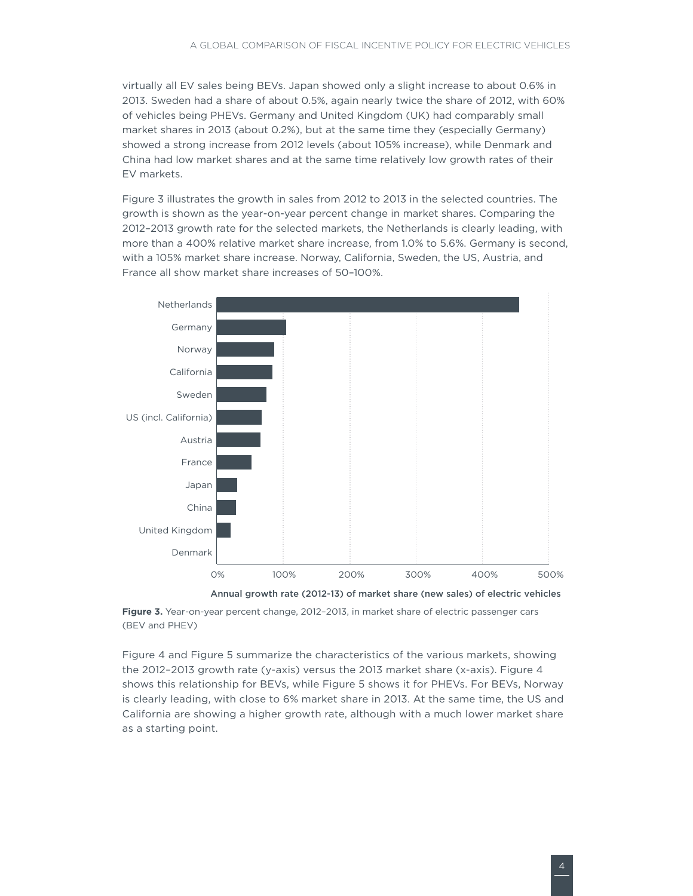virtually all EV sales being BEVs. Japan showed only a slight increase to about 0.6% in 2013. Sweden had a share of about 0.5%, again nearly twice the share of 2012, with 60% of vehicles being PHEVs. Germany and United Kingdom (UK) had comparably small market shares in 2013 (about 0.2%), but at the same time they (especially Germany) showed a strong increase from 2012 levels (about 105% increase), while Denmark and China had low market shares and at the same time relatively low growth rates of their EV markets.

Figure 3 illustrates the growth in sales from 2012 to 2013 in the selected countries. The growth is shown as the year-on-year percent change in market shares. Comparing the 2012–2013 growth rate for the selected markets, the Netherlands is clearly leading, with more than a 400% relative market share increase, from 1.0% to 5.6%. Germany is second, with a 105% market share increase. Norway, California, Sweden, the US, Austria, and France all show market share increases of 50–100%.

**Figure 3.** Year-on-year percent change, 2012–2013, in market share of electric passenger cars (BEV and PHEV)

Figure 4 and Figure 5 summarize the characteristics of the various markets, showing the 2012–2013 growth rate (y-axis) versus the 2013 market share (x-axis). Figure 4 shows this relationship for BEVs, while Figure 5 shows it for PHEVs. For BEVs, Norway is clearly leading, with close to 6% market share in 2013. At the same time, the US and California are showing a higher growth rate, although with a much lower market share as a starting point.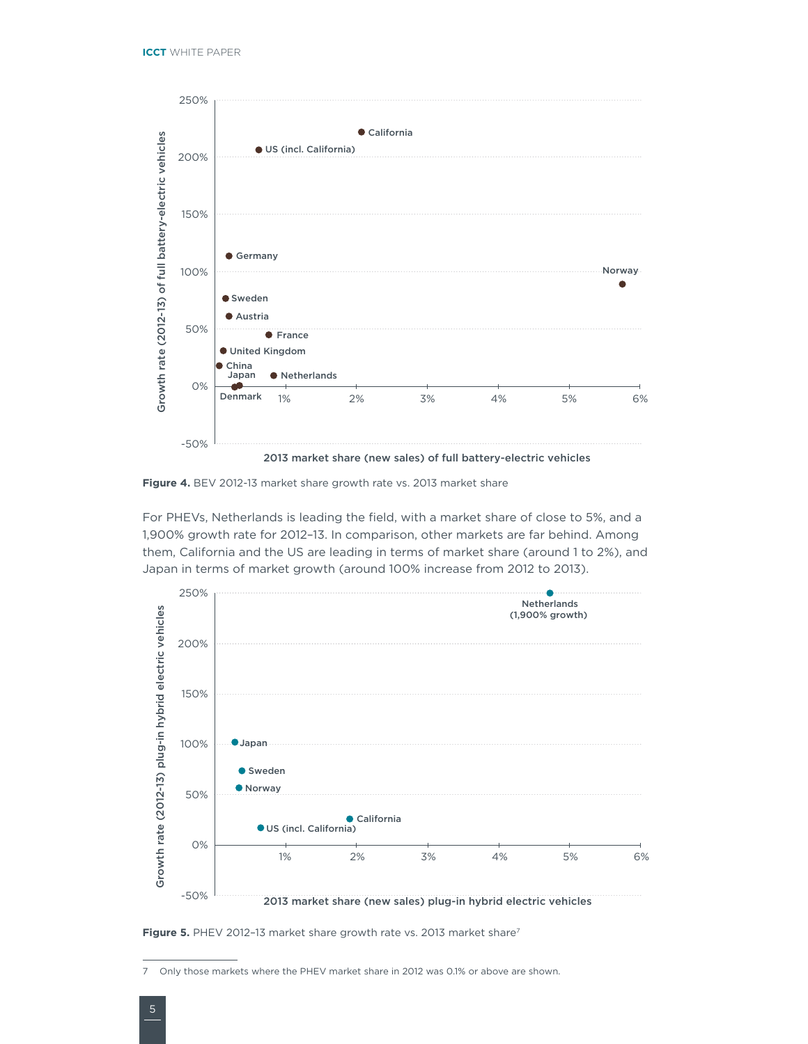**Figure 4.** BEV 2012-13 market share growth rate vs. 2013 market share

For PHEVs, Netherlands is leading the field, with a market share of close to 5%, and a 1,900% growth rate for 2012–13. In comparison, other markets are far behind. Among them, California and the US are leading in terms of market share (around 1 to 2%), and Japan in terms of market growth (around 100% increase from 2012 to 2013).

**Figure 5.** PHEV 2012–13 market share growth rate vs. 2013 market share[7]

7 Only those markets where the PHEV market share in 2012 was 0.1% or above are shown.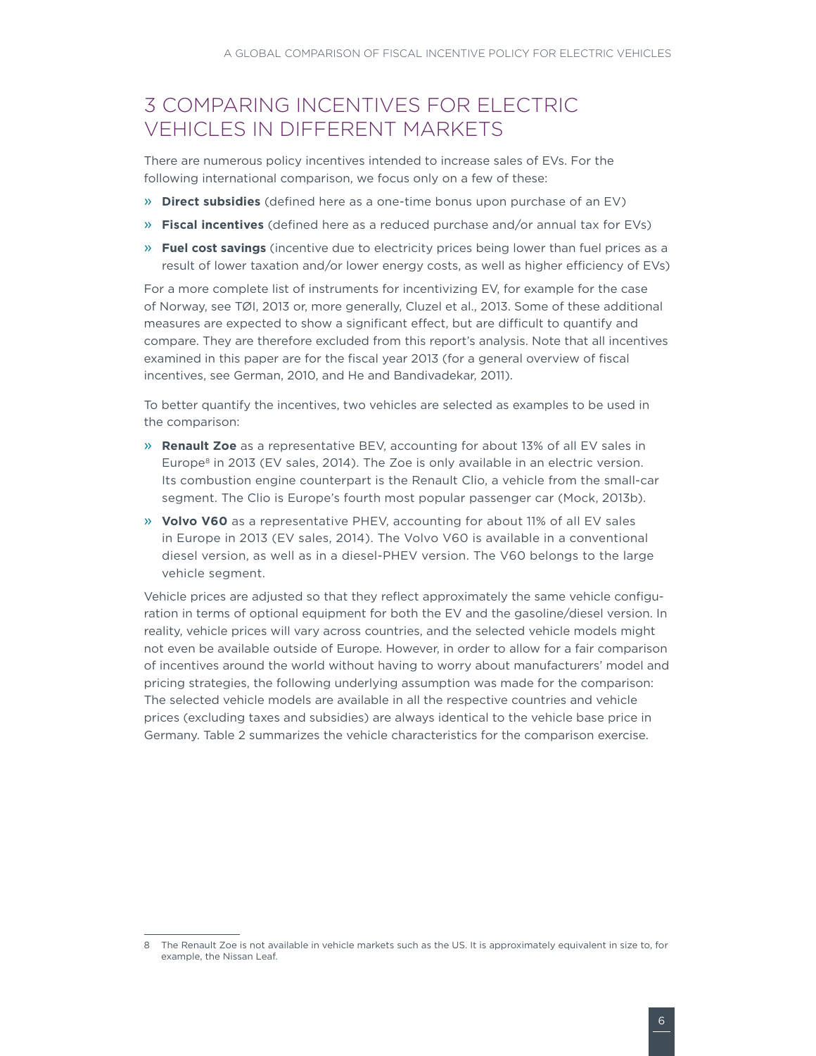# 3 COMPARING INCENTIVES FOR ELECTRIC VEHICLES IN DIFFERENT MARKETS

There are numerous policy incentives intended to increase sales of EVs. For the following international comparison, we focus only on a few of these:

- **Direct subsidies** (defined here as a one-time bonus upon purchase of an EV)
- **Fiscal incentives** (defined here as a reduced purchase and/or annual tax for EVs)
- **Fuel cost savings** (incentive due to electricity prices being lower than fuel prices as a result of lower taxation and/or lower energy costs, as well as higher efficiency of EVs)

For a more complete list of instruments for incentivizing EV, for example for the case of Norway, see TØI, 2013 or, more generally, Cluzel et al., 2013. Some of these additional measures are expected to show a significant effect, but are difficult to quantify and compare. They are therefore excluded from this report's analysis. Note that all incentives examined in this paper are for the fiscal year 2013 (for a general overview of fiscal incentives, see German, 2010, and He and Bandivadekar, 2011).

To better quantify the incentives, two vehicles are selected as examples to be used in the comparison:

- **Renault Zoe** as a representative BEV, accounting for about 13% of all EV sales in Europe[8] in 2013 (EV sales, 2014). The Zoe is only available in an electric version. Its combustion engine counterpart is the Renault Clio, a vehicle from the small-car segment. The Clio is Europe's fourth most popular passenger car (Mock, 2013b).
- **Volvo V60** as a representative PHEV, accounting for about 11% of all EV sales in Europe in 2013 (EV sales, 2014). The Volvo V60 is available in a conventional diesel version, as well as in a diesel-PHEV version. The V60 belongs to the large vehicle segment.

Vehicle prices are adjusted so that they reflect approximately the same vehicle configuration in terms of optional equipment for both the EV and the gasoline/diesel version. In reality, vehicle prices will vary across countries, and the selected vehicle models might not even be available outside of Europe. However, in order to allow for a fair comparison of incentives around the world without having to worry about manufacturers' model and pricing strategies, the following underlying assumption was made for the comparison: The selected vehicle models are available in all the respective countries and vehicle prices (excluding taxes and subsidies) are always identical to the vehicle base price in Germany. Table 2 summarizes the vehicle characteristics for the comparison exercise.

---

8 The Renault Zoe is not available in vehicle markets such as the US. It is approximately equivalent in size to, for example, the Nissan Leaf.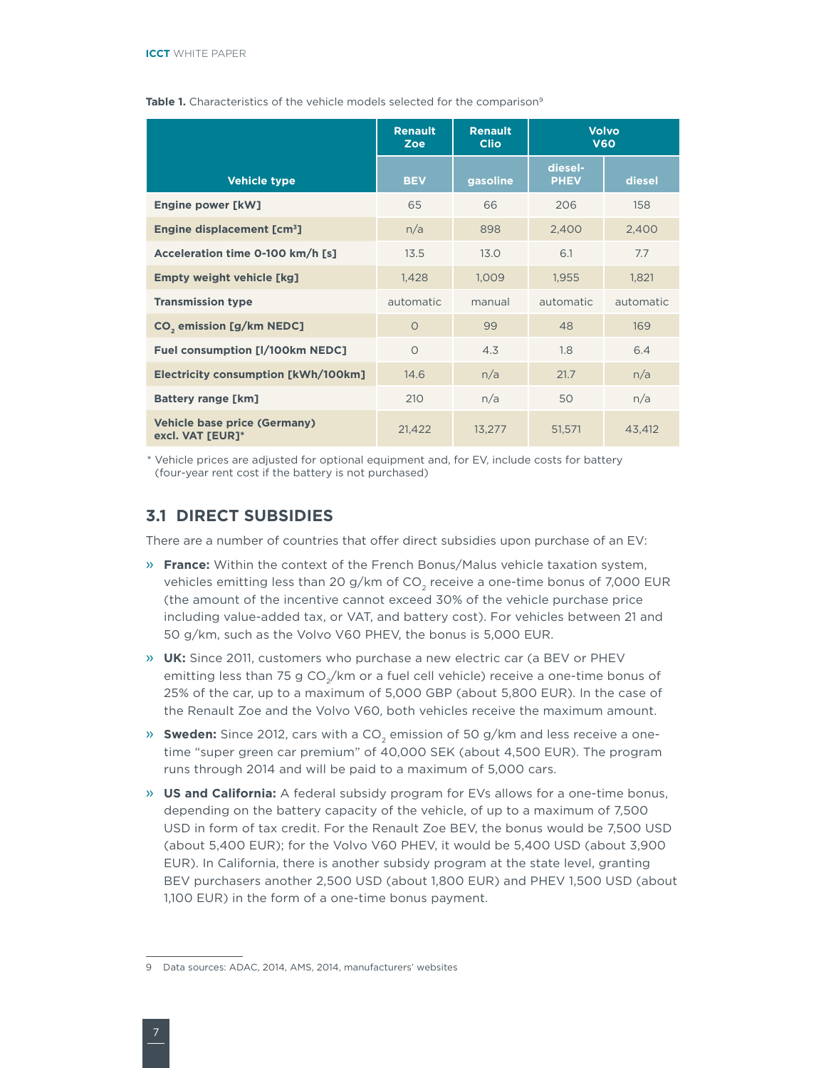**Table 1.** Characteristics of the vehicle models selected for the comparison[9]

| Vehicle type | Renault Zoe | Renault Clio | Volvo V60 | |
|---|---|---|---|---|
| | BEV | gasoline | diesel-PHEV | diesel |
| **Engine power [kW]** | 65 | 66 | 206 | 158 |
| **Engine displacement [cm³]** | n/a | 898 | 2,400 | 2,400 |
| **Acceleration time 0-100 km/h [s]** | 13.5 | 13.0 | 6.1 | 7.7 |
| **Empty weight vehicle [kg]** | 1,428 | 1,009 | 1,955 | 1,821 |
| **Transmission type** | automatic | manual | automatic | automatic |
| **$CO_2$ emission [g/km NEDC]** | 0 | 99 | 48 | 169 |
| **Fuel consumption [l/100km NEDC]** | 0 | 4.3 | 1.8 | 6.4 |
| **Electricity consumption [kWh/100km]** | 14.6 | n/a | 21.7 | n/a |
| **Battery range [km]** | 210 | n/a | 50 | n/a |
| **Vehicle base price (Germany) excl. VAT [EUR]*** | 21,422 | 13,277 | 51,571 | 43,412 |

\* Vehicle prices are adjusted for optional equipment and, for EV, include costs for battery (four-year rent cost if the battery is not purchased)

## 3.1 DIRECT SUBSIDIES

There are a number of countries that offer direct subsidies upon purchase of an EV:

- **France:** Within the context of the French Bonus/Malus vehicle taxation system, vehicles emitting less than 20 g/km of $CO_2$ receive a one-time bonus of 7,000 EUR (the amount of the incentive cannot exceed 30% of the vehicle purchase price including value-added tax, or VAT, and battery cost). For vehicles between 21 and 50 g/km, such as the Volvo V60 PHEV, the bonus is 5,000 EUR.
- **UK:** Since 2011, customers who purchase a new electric car (a BEV or PHEV emitting less than 75 g $CO_2$/km or a fuel cell vehicle) receive a one-time bonus of 25% of the car, up to a maximum of 5,000 GBP (about 5,800 EUR). In the case of the Renault Zoe and the Volvo V60, both vehicles receive the maximum amount.
- **Sweden:** Since 2012, cars with a $CO_2$ emission of 50 g/km and less receive a one-time "super green car premium" of 40,000 SEK (about 4,500 EUR). The program runs through 2014 and will be paid to a maximum of 5,000 cars.
- **US and California:** A federal subsidy program for EVs allows for a one-time bonus, depending on the battery capacity of the vehicle, of up to a maximum of 7,500 USD in form of tax credit. For the Renault Zoe BEV, the bonus would be 7,500 USD (about 5,400 EUR); for the Volvo V60 PHEV, it would be 5,400 USD (about 3,900 EUR). In California, there is another subsidy program at the state level, granting BEV purchasers another 2,500 USD (about 1,800 EUR) and PHEV 1,500 USD (about 1,100 EUR) in the form of a one-time bonus payment.

9 Data sources: ADAC, 2014, AMS, 2014, manufacturers' websites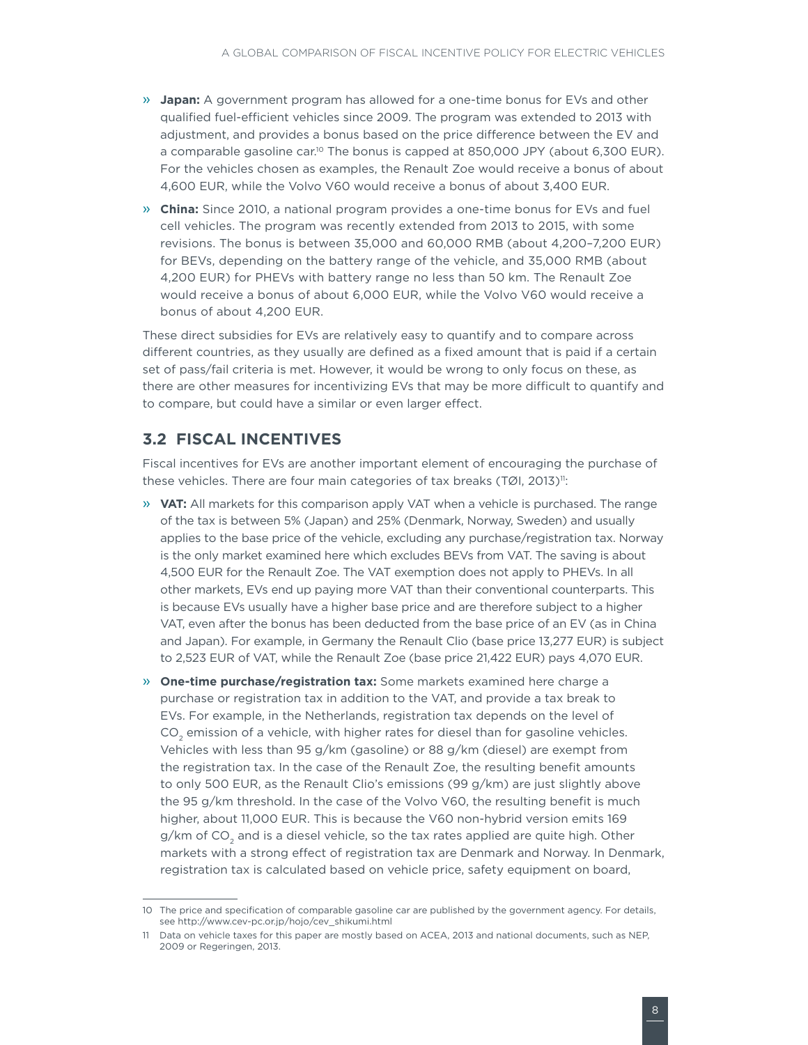- **Japan:** A government program has allowed for a one-time bonus for EVs and other qualified fuel-efficient vehicles since 2009. The program was extended to 2013 with adjustment, and provides a bonus based on the price difference between the EV and a comparable gasoline car.[10] The bonus is capped at 850,000 JPY (about 6,300 EUR). For the vehicles chosen as examples, the Renault Zoe would receive a bonus of about 4,600 EUR, while the Volvo V60 would receive a bonus of about 3,400 EUR.
- **China:** Since 2010, a national program provides a one-time bonus for EVs and fuel cell vehicles. The program was recently extended from 2013 to 2015, with some revisions. The bonus is between 35,000 and 60,000 RMB (about 4,200–7,200 EUR) for BEVs, depending on the battery range of the vehicle, and 35,000 RMB (about 4,200 EUR) for PHEVs with battery range no less than 50 km. The Renault Zoe would receive a bonus of about 6,000 EUR, while the Volvo V60 would receive a bonus of about 4,200 EUR.

These direct subsidies for EVs are relatively easy to quantify and to compare across different countries, as they usually are defined as a fixed amount that is paid if a certain set of pass/fail criteria is met. However, it would be wrong to only focus on these, as there are other measures for incentivizing EVs that may be more difficult to quantify and to compare, but could have a similar or even larger effect.

## 3.2 FISCAL INCENTIVES

Fiscal incentives for EVs are another important element of encouraging the purchase of these vehicles. There are four main categories of tax breaks (TØI, 2013)[11]:

- **VAT:** All markets for this comparison apply VAT when a vehicle is purchased. The range of the tax is between 5% (Japan) and 25% (Denmark, Norway, Sweden) and usually applies to the base price of the vehicle, excluding any purchase/registration tax. Norway is the only market examined here which excludes BEVs from VAT. The saving is about 4,500 EUR for the Renault Zoe. The VAT exemption does not apply to PHEVs. In all other markets, EVs end up paying more VAT than their conventional counterparts. This is because EVs usually have a higher base price and are therefore subject to a higher VAT, even after the bonus has been deducted from the base price of an EV (as in China and Japan). For example, in Germany the Renault Clio (base price 13,277 EUR) is subject to 2,523 EUR of VAT, while the Renault Zoe (base price 21,422 EUR) pays 4,070 EUR.
- **One-time purchase/registration tax:** Some markets examined here charge a purchase or registration tax in addition to the VAT, and provide a tax break to EVs. For example, in the Netherlands, registration tax depends on the level of $CO_2$ emission of a vehicle, with higher rates for diesel than for gasoline vehicles. Vehicles with less than 95 g/km (gasoline) or 88 g/km (diesel) are exempt from the registration tax. In the case of the Renault Zoe, the resulting benefit amounts to only 500 EUR, as the Renault Clio's emissions (99 g/km) are just slightly above the 95 g/km threshold. In the case of the Volvo V60, the resulting benefit is much higher, about 11,000 EUR. This is because the V60 non-hybrid version emits 169 g/km of $CO_2$ and is a diesel vehicle, so the tax rates applied are quite high. Other markets with a strong effect of registration tax are Denmark and Norway. In Denmark, registration tax is calculated based on vehicle price, safety equipment on board,

---

10 The price and specification of comparable gasoline car are published by the government agency. For details, see http://www.cev-pc.or.jp/hojo/cev_shikumi.html

11 Data on vehicle taxes for this paper are mostly based on ACEA, 2013 and national documents, such as NEP, 2009 or Regeringen, 2013.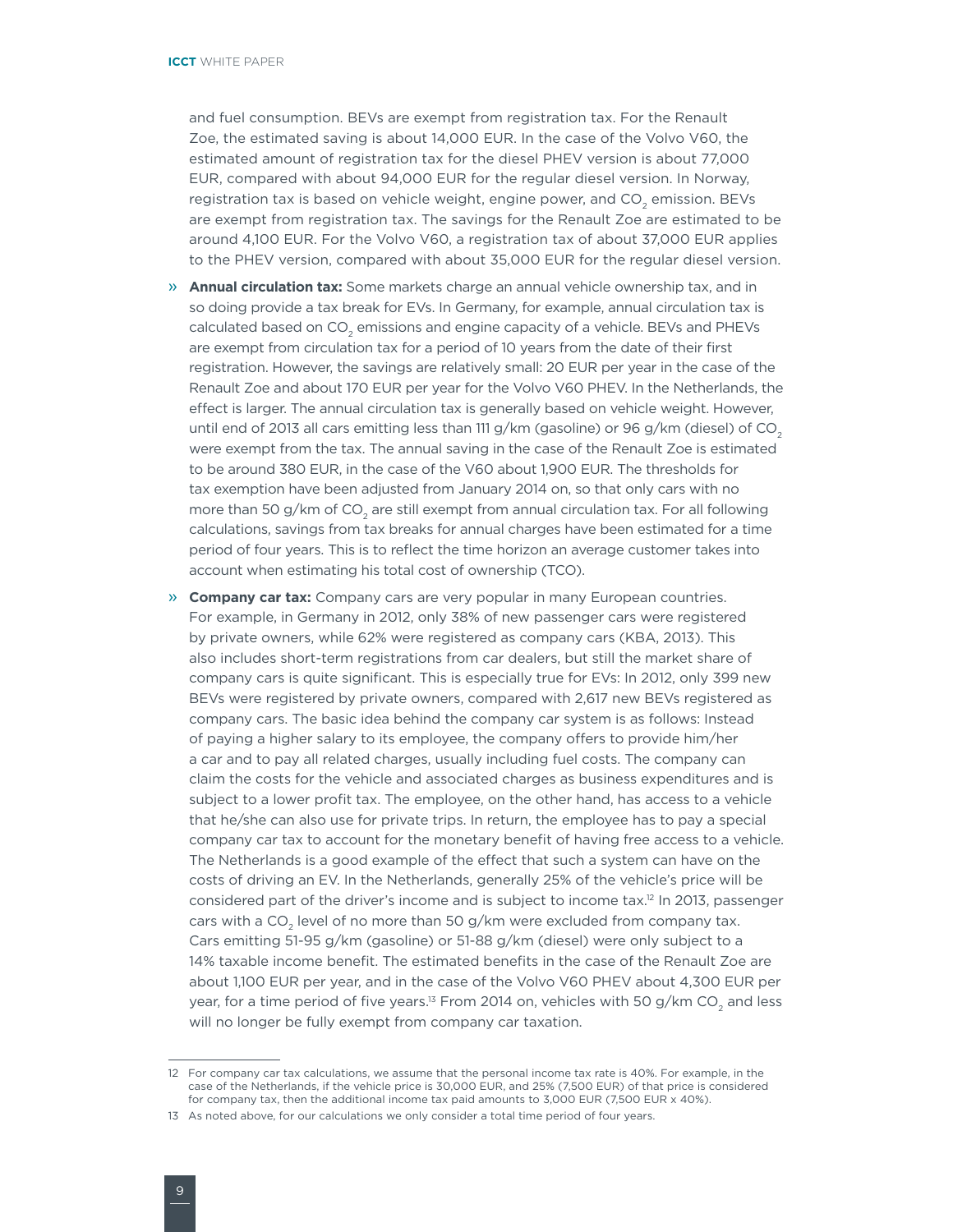and fuel consumption. BEVs are exempt from registration tax. For the Renault Zoe, the estimated saving is about 14,000 EUR. In the case of the Volvo V60, the estimated amount of registration tax for the diesel PHEV version is about 77,000 EUR, compared with about 94,000 EUR for the regular diesel version. In Norway, registration tax is based on vehicle weight, engine power, and $CO_2$ emission. BEVs are exempt from registration tax. The savings for the Renault Zoe are estimated to be around 4,100 EUR. For the Volvo V60, a registration tax of about 37,000 EUR applies to the PHEV version, compared with about 35,000 EUR for the regular diesel version.

- **Annual circulation tax:** Some markets charge an annual vehicle ownership tax, and in so doing provide a tax break for EVs. In Germany, for example, annual circulation tax is calculated based on $CO_2$ emissions and engine capacity of a vehicle. BEVs and PHEVs are exempt from circulation tax for a period of 10 years from the date of their first registration. However, the savings are relatively small: 20 EUR per year in the case of the Renault Zoe and about 170 EUR per year for the Volvo V60 PHEV. In the Netherlands, the effect is larger. The annual circulation tax is generally based on vehicle weight. However, until end of 2013 all cars emitting less than 111 g/km (gasoline) or 96 g/km (diesel) of $CO_2$ were exempt from the tax. The annual saving in the case of the Renault Zoe is estimated to be around 380 EUR, in the case of the V60 about 1,900 EUR. The thresholds for tax exemption have been adjusted from January 2014 on, so that only cars with no more than 50 g/km of $CO_2$ are still exempt from annual circulation tax. For all following calculations, savings from tax breaks for annual charges have been estimated for a time period of four years. This is to reflect the time horizon an average customer takes into account when estimating his total cost of ownership (TCO).

- **Company car tax:** Company cars are very popular in many European countries. For example, in Germany in 2012, only 38% of new passenger cars were registered by private owners, while 62% were registered as company cars (KBA, 2013). This also includes short-term registrations from car dealers, but still the market share of company cars is quite significant. This is especially true for EVs: In 2012, only 399 new BEVs were registered by private owners, compared with 2,617 new BEVs registered as company cars. The basic idea behind the company car system is as follows: Instead of paying a higher salary to its employee, the company offers to provide him/her a car and to pay all related charges, usually including fuel costs. The company can claim the costs for the vehicle and associated charges as business expenditures and is subject to a lower profit tax. The employee, on the other hand, has access to a vehicle that he/she can also use for private trips. In return, the employee has to pay a special company car tax to account for the monetary benefit of having free access to a vehicle. The Netherlands is a good example of the effect that such a system can have on the costs of driving an EV. In the Netherlands, generally 25% of the vehicle's price will be considered part of the driver's income and is subject to income tax.[12] In 2013, passenger cars with a $CO_2$ level of no more than 50 g/km were excluded from company tax. Cars emitting 51-95 g/km (gasoline) or 51-88 g/km (diesel) were only subject to a 14% taxable income benefit. The estimated benefits in the case of the Renault Zoe are about 1,100 EUR per year, and in the case of the Volvo V60 PHEV about 4,300 EUR per year, for a time period of five years.[13] From 2014 on, vehicles with 50 g/km $CO_2$ and less will no longer be fully exempt from company car taxation.

---

12 For company car tax calculations, we assume that the personal income tax rate is 40%. For example, in the case of the Netherlands, if the vehicle price is 30,000 EUR, and 25% (7,500 EUR) of that price is considered for company tax, then the additional income tax paid amounts to 3,000 EUR (7,500 EUR x 40%).

13 As noted above, for our calculations we only consider a total time period of four years.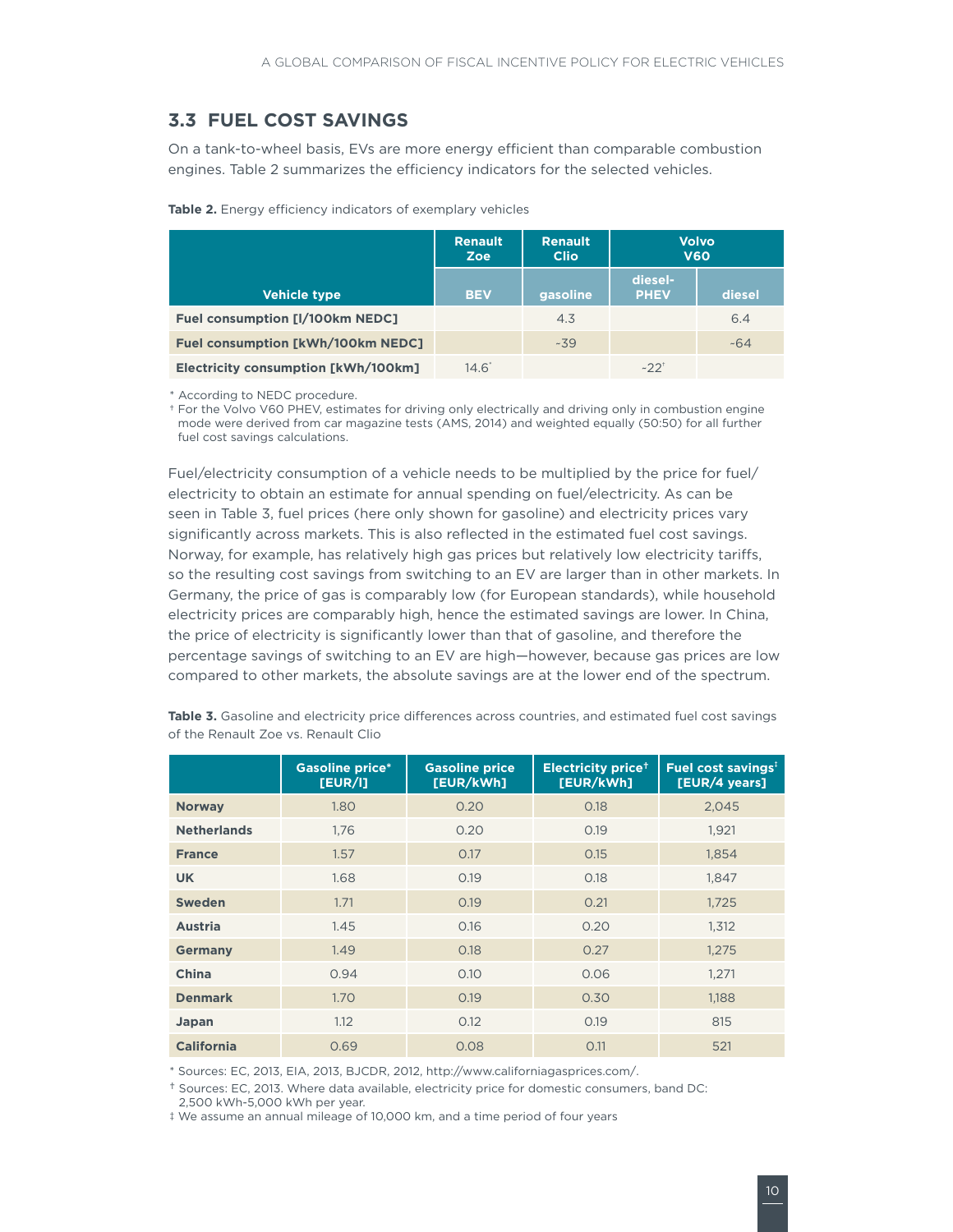## 3.3 FUEL COST SAVINGS

On a tank-to-wheel basis, EVs are more energy efficient than comparable combustion engines. Table 2 summarizes the efficiency indicators for the selected vehicles.

**Table 2.** Energy efficiency indicators of exemplary vehicles

| | Renault Zoe | Renault Clio | Volvo V60 | |
|---|---|---|---|---|
| **Vehicle type** | **BEV** | **gasoline** | **diesel-PHEV** | **diesel** |
| **Fuel consumption [l/100km NEDC]** | | 4.3 | | 6.4 |
| **Fuel consumption [kWh/100km NEDC]** | | ~39 | | ~64 |
| **Electricity consumption [kWh/100km]** | 14.6* | | ~22† | |

\* According to NEDC procedure.
† For the Volvo V60 PHEV, estimates for driving only electrically and driving only in combustion engine mode were derived from car magazine tests (AMS, 2014) and weighted equally (50:50) for all further fuel cost savings calculations.

Fuel/electricity consumption of a vehicle needs to be multiplied by the price for fuel/electricity to obtain an estimate for annual spending on fuel/electricity. As can be seen in Table 3, fuel prices (here only shown for gasoline) and electricity prices vary significantly across markets. This is also reflected in the estimated fuel cost savings. Norway, for example, has relatively high gas prices but relatively low electricity tariffs, so the resulting cost savings from switching to an EV are larger than in other markets. In Germany, the price of gas is comparably low (for European standards), while household electricity prices are comparably high, hence the estimated savings are lower. In China, the price of electricity is significantly lower than that of gasoline, and therefore the percentage savings of switching to an EV are high—however, because gas prices are low compared to other markets, the absolute savings are at the lower end of the spectrum.

**Table 3.** Gasoline and electricity price differences across countries, and estimated fuel cost savings of the Renault Zoe vs. Renault Clio

| | Gasoline price* [EUR/l] | Gasoline price [EUR/kWh] | Electricity price† [EUR/kWh] | Fuel cost savings‡ [EUR/4 years] |
|---|---|---|---|---|
| **Norway** | 1.80 | 0.20 | 0.18 | 2,045 |
| **Netherlands** | 1,76 | 0.20 | 0.19 | 1,921 |
| **France** | 1.57 | 0.17 | 0.15 | 1,854 |
| **UK** | 1.68 | 0.19 | 0.18 | 1,847 |
| **Sweden** | 1.71 | 0.19 | 0.21 | 1,725 |
| **Austria** | 1.45 | 0.16 | 0.20 | 1,312 |
| **Germany** | 1.49 | 0.18 | 0.27 | 1,275 |
| **China** | 0.94 | 0.10 | 0.06 | 1,271 |
| **Denmark** | 1.70 | 0.19 | 0.30 | 1,188 |
| **Japan** | 1.12 | 0.12 | 0.19 | 815 |
| **California** | 0.69 | 0.08 | 0.11 | 521 |

\* Sources: EC, 2013, EIA, 2013, BJCDR, 2012, http://www.californiagasprices.com/.
† Sources: EC, 2013. Where data available, electricity price for domestic consumers, band DC: 2,500 kWh-5,000 kWh per year.
‡ We assume an annual mileage of 10,000 km, and a time period of four years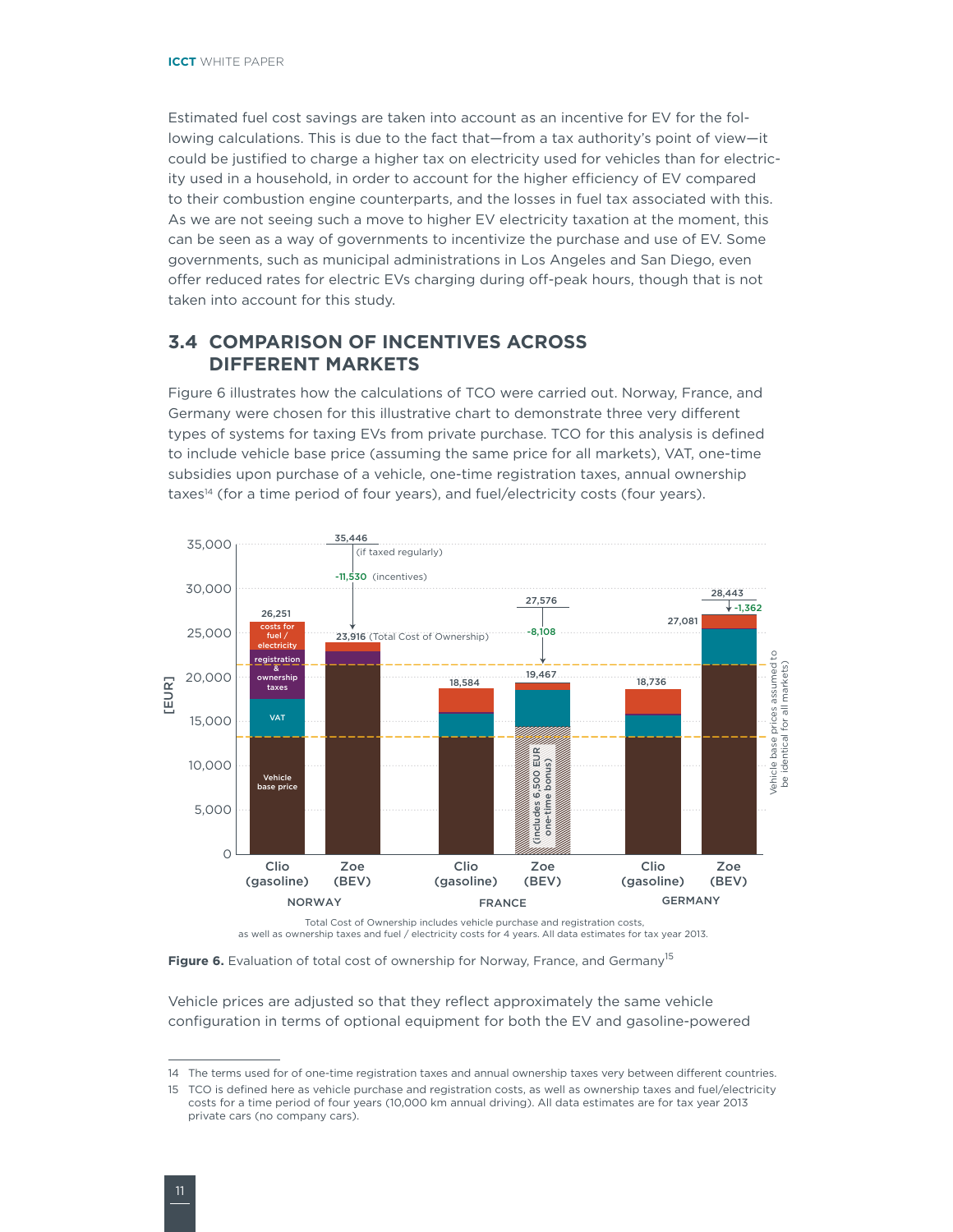Estimated fuel cost savings are taken into account as an incentive for EV for the following calculations. This is due to the fact that—from a tax authority's point of view—it could be justified to charge a higher tax on electricity used for vehicles than for electricity used in a household, in order to account for the higher efficiency of EV compared to their combustion engine counterparts, and the losses in fuel tax associated with this. As we are not seeing such a move to higher EV electricity taxation at the moment, this can be seen as a way of governments to incentivize the purchase and use of EV. Some governments, such as municipal administrations in Los Angeles and San Diego, even offer reduced rates for electric EVs charging during off-peak hours, though that is not taken into account for this study.

## 3.4 COMPARISON OF INCENTIVES ACROSS DIFFERENT MARKETS

Figure 6 illustrates how the calculations of TCO were carried out. Norway, France, and Germany were chosen for this illustrative chart to demonstrate three very different types of systems for taxing EVs from private purchase. TCO for this analysis is defined to include vehicle base price (assuming the same price for all markets), VAT, one-time subsidies upon purchase of a vehicle, one-time registration taxes, annual ownership taxes[14] (for a time period of four years), and fuel/electricity costs (four years).

Total Cost of Ownership includes vehicle purchase and registration costs, as well as ownership taxes and fuel / electricity costs for 4 years. All data estimates for tax year 2013.

**Figure 6.** Evaluation of total cost of ownership for Norway, France, and Germany[15]

Vehicle prices are adjusted so that they reflect approximately the same vehicle configuration in terms of optional equipment for both the EV and gasoline-powered

14 The terms used for of one-time registration taxes and annual ownership taxes very between different countries.

15 TCO is defined here as vehicle purchase and registration costs, as well as ownership taxes and fuel/electricity costs for a time period of four years (10,000 km annual driving). All data estimates are for tax year 2013 private cars (no company cars).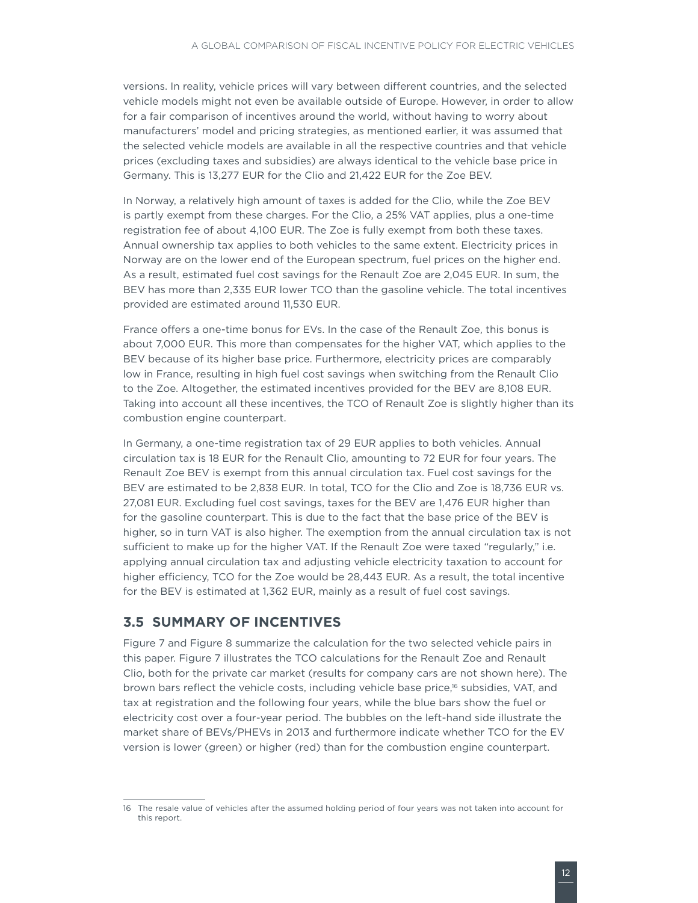versions. In reality, vehicle prices will vary between different countries, and the selected vehicle models might not even be available outside of Europe. However, in order to allow for a fair comparison of incentives around the world, without having to worry about manufacturers' model and pricing strategies, as mentioned earlier, it was assumed that the selected vehicle models are available in all the respective countries and that vehicle prices (excluding taxes and subsidies) are always identical to the vehicle base price in Germany. This is 13,277 EUR for the Clio and 21,422 EUR for the Zoe BEV.

In Norway, a relatively high amount of taxes is added for the Clio, while the Zoe BEV is partly exempt from these charges. For the Clio, a 25% VAT applies, plus a one-time registration fee of about 4,100 EUR. The Zoe is fully exempt from both these taxes. Annual ownership tax applies to both vehicles to the same extent. Electricity prices in Norway are on the lower end of the European spectrum, fuel prices on the higher end. As a result, estimated fuel cost savings for the Renault Zoe are 2,045 EUR. In sum, the BEV has more than 2,335 EUR lower TCO than the gasoline vehicle. The total incentives provided are estimated around 11,530 EUR.

France offers a one-time bonus for EVs. In the case of the Renault Zoe, this bonus is about 7,000 EUR. This more than compensates for the higher VAT, which applies to the BEV because of its higher base price. Furthermore, electricity prices are comparably low in France, resulting in high fuel cost savings when switching from the Renault Clio to the Zoe. Altogether, the estimated incentives provided for the BEV are 8,108 EUR. Taking into account all these incentives, the TCO of Renault Zoe is slightly higher than its combustion engine counterpart.

In Germany, a one-time registration tax of 29 EUR applies to both vehicles. Annual circulation tax is 18 EUR for the Renault Clio, amounting to 72 EUR for four years. The Renault Zoe BEV is exempt from this annual circulation tax. Fuel cost savings for the BEV are estimated to be 2,838 EUR. In total, TCO for the Clio and Zoe is 18,736 EUR vs. 27,081 EUR. Excluding fuel cost savings, taxes for the BEV are 1,476 EUR higher than for the gasoline counterpart. This is due to the fact that the base price of the BEV is higher, so in turn VAT is also higher. The exemption from the annual circulation tax is not sufficient to make up for the higher VAT. If the Renault Zoe were taxed "regularly," i.e. applying annual circulation tax and adjusting vehicle electricity taxation to account for higher efficiency, TCO for the Zoe would be 28,443 EUR. As a result, the total incentive for the BEV is estimated at 1,362 EUR, mainly as a result of fuel cost savings.

## 3.5 SUMMARY OF INCENTIVES

Figure 7 and Figure 8 summarize the calculation for the two selected vehicle pairs in this paper. Figure 7 illustrates the TCO calculations for the Renault Zoe and Renault Clio, both for the private car market (results for company cars are not shown here). The brown bars reflect the vehicle costs, including vehicle base price,[16] subsidies, VAT, and tax at registration and the following four years, while the blue bars show the fuel or electricity cost over a four-year period. The bubbles on the left-hand side illustrate the market share of BEVs/PHEVs in 2013 and furthermore indicate whether TCO for the EV version is lower (green) or higher (red) than for the combustion engine counterpart.

16 The resale value of vehicles after the assumed holding period of four years was not taken into account for this report.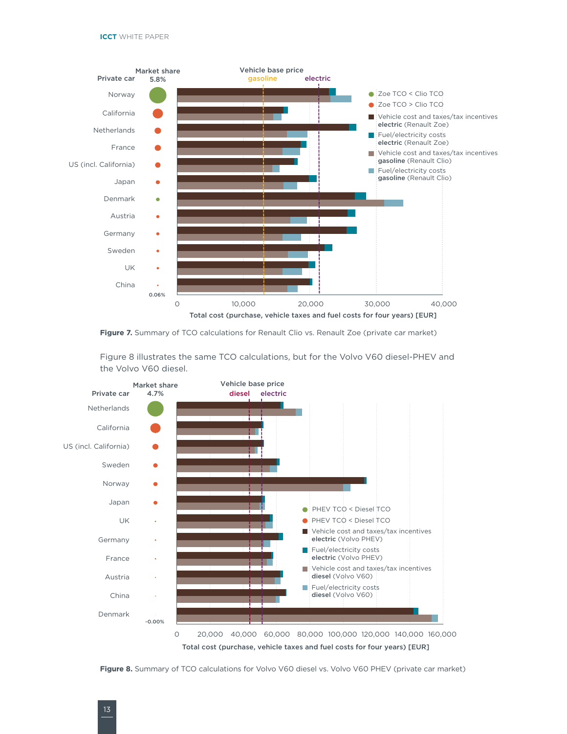Figure 7. Summary of TCO calculations for Renault Clio vs. Renault Zoe (private car market)

Figure 8 illustrates the same TCO calculations, but for the Volvo V60 diesel-PHEV and the Volvo V60 diesel.

Figure 8. Summary of TCO calculations for Volvo V60 diesel vs. Volvo V60 PHEV (private car market)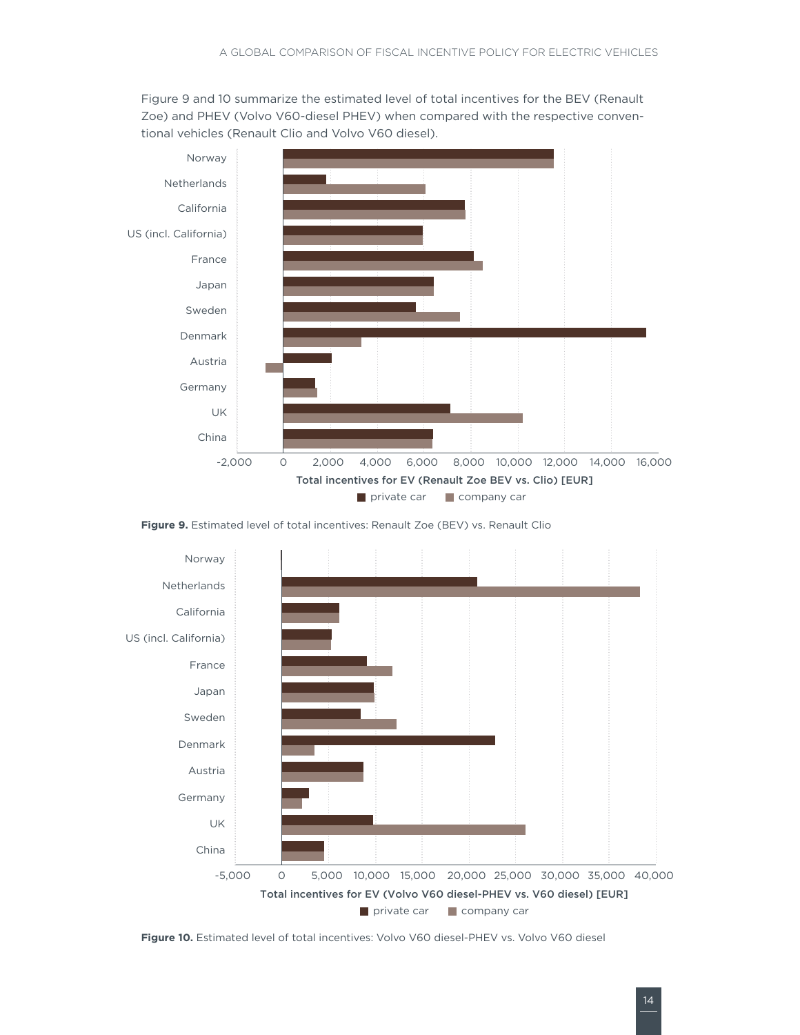Figure 9 and 10 summarize the estimated level of total incentives for the BEV (Renault Zoe) and PHEV (Volvo V60-diesel PHEV) when compared with the respective conventional vehicles (Renault Clio and Volvo V60 diesel).

**Figure 9.** Estimated level of total incentives: Renault Zoe (BEV) vs. Renault Clio

**Figure 10.** Estimated level of total incentives: Volvo V60 diesel-PHEV vs. Volvo V60 diesel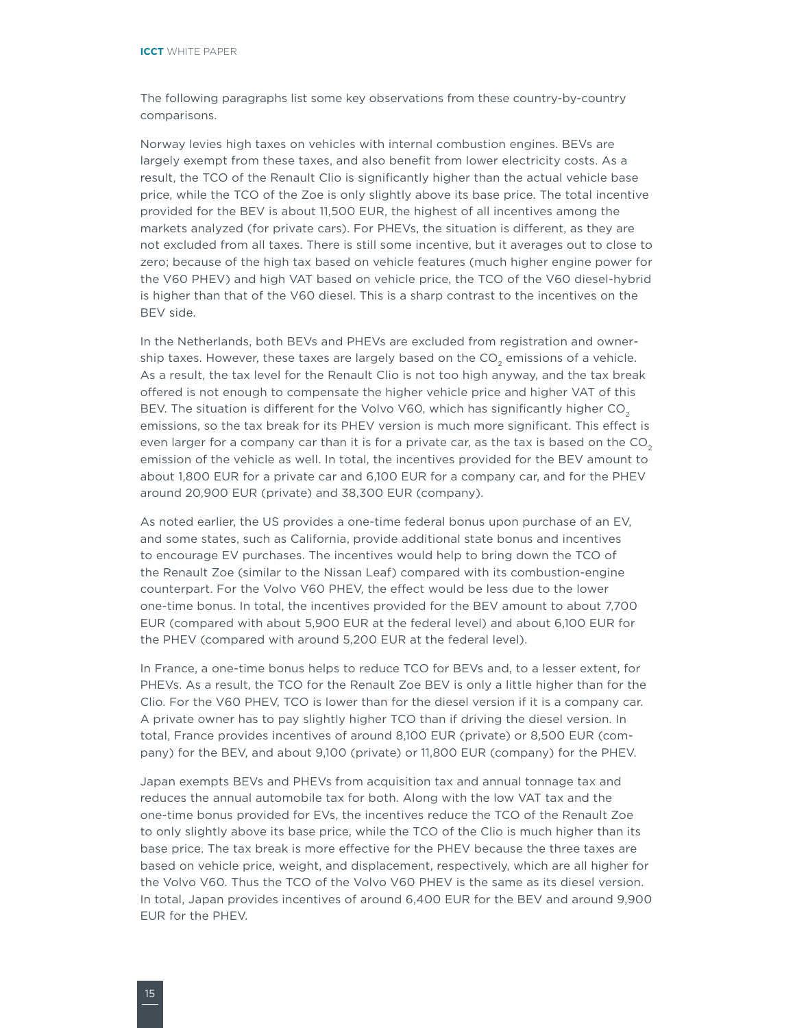The following paragraphs list some key observations from these country-by-country comparisons.

Norway levies high taxes on vehicles with internal combustion engines. BEVs are largely exempt from these taxes, and also benefit from lower electricity costs. As a result, the TCO of the Renault Clio is significantly higher than the actual vehicle base price, while the TCO of the Zoe is only slightly above its base price. The total incentive provided for the BEV is about 11,500 EUR, the highest of all incentives among the markets analyzed (for private cars). For PHEVs, the situation is different, as they are not excluded from all taxes. There is still some incentive, but it averages out to close to zero; because of the high tax based on vehicle features (much higher engine power for the V60 PHEV) and high VAT based on vehicle price, the TCO of the V60 diesel-hybrid is higher than that of the V60 diesel. This is a sharp contrast to the incentives on the BEV side.

In the Netherlands, both BEVs and PHEVs are excluded from registration and ownership taxes. However, these taxes are largely based on the $CO_2$ emissions of a vehicle. As a result, the tax level for the Renault Clio is not too high anyway, and the tax break offered is not enough to compensate the higher vehicle price and higher VAT of this BEV. The situation is different for the Volvo V60, which has significantly higher $CO_2$ emissions, so the tax break for its PHEV version is much more significant. This effect is even larger for a company car than it is for a private car, as the tax is based on the $CO_2$ emission of the vehicle as well. In total, the incentives provided for the BEV amount to about 1,800 EUR for a private car and 6,100 EUR for a company car, and for the PHEV around 20,900 EUR (private) and 38,300 EUR (company).

As noted earlier, the US provides a one-time federal bonus upon purchase of an EV, and some states, such as California, provide additional state bonus and incentives to encourage EV purchases. The incentives would help to bring down the TCO of the Renault Zoe (similar to the Nissan Leaf) compared with its combustion-engine counterpart. For the Volvo V60 PHEV, the effect would be less due to the lower one-time bonus. In total, the incentives provided for the BEV amount to about 7,700 EUR (compared with about 5,900 EUR at the federal level) and about 6,100 EUR for the PHEV (compared with around 5,200 EUR at the federal level).

In France, a one-time bonus helps to reduce TCO for BEVs and, to a lesser extent, for PHEVs. As a result, the TCO for the Renault Zoe BEV is only a little higher than for the Clio. For the V60 PHEV, TCO is lower than for the diesel version if it is a company car. A private owner has to pay slightly higher TCO than if driving the diesel version. In total, France provides incentives of around 8,100 EUR (private) or 8,500 EUR (company) for the BEV, and about 9,100 (private) or 11,800 EUR (company) for the PHEV.

Japan exempts BEVs and PHEVs from acquisition tax and annual tonnage tax and reduces the annual automobile tax for both. Along with the low VAT tax and the one-time bonus provided for EVs, the incentives reduce the TCO of the Renault Zoe to only slightly above its base price, while the TCO of the Clio is much higher than its base price. The tax break is more effective for the PHEV because the three taxes are based on vehicle price, weight, and displacement, respectively, which are all higher for the Volvo V60. Thus the TCO of the Volvo V60 PHEV is the same as its diesel version. In total, Japan provides incentives of around 6,400 EUR for the BEV and around 9,900 EUR for the PHEV.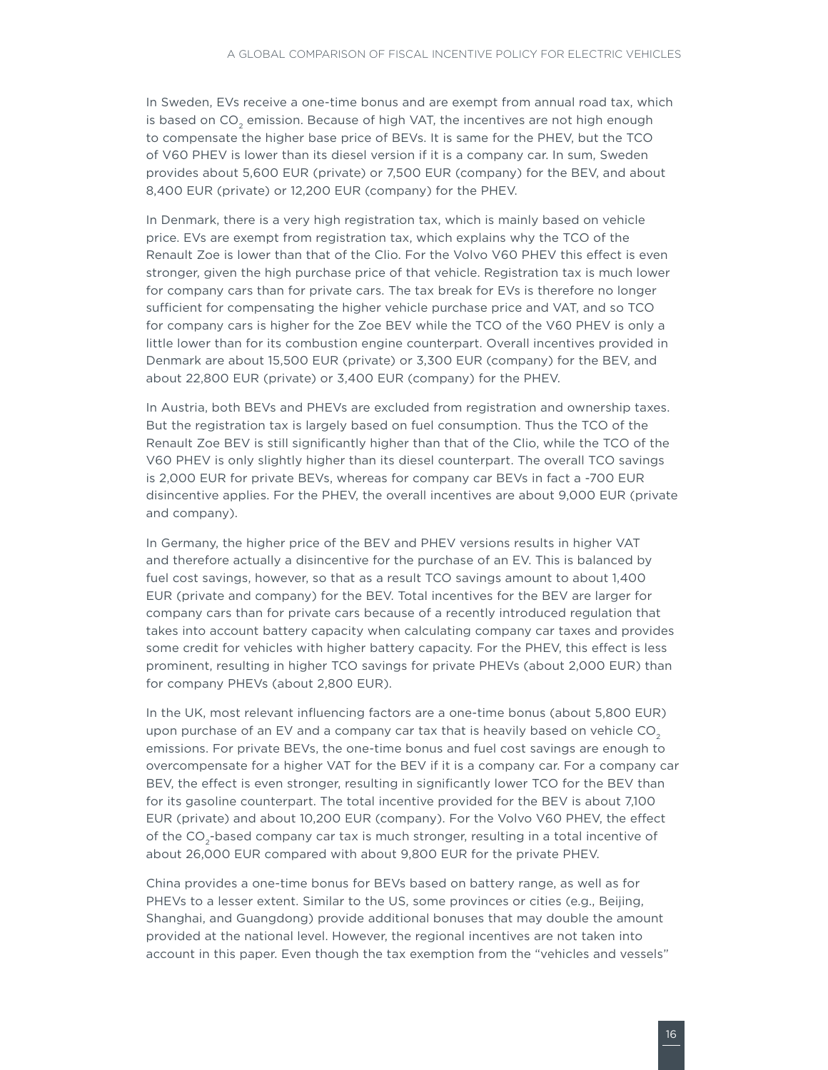In Sweden, EVs receive a one-time bonus and are exempt from annual road tax, which is based on $CO_2$ emission. Because of high VAT, the incentives are not high enough to compensate the higher base price of BEVs. It is same for the PHEV, but the TCO of V60 PHEV is lower than its diesel version if it is a company car. In sum, Sweden provides about 5,600 EUR (private) or 7,500 EUR (company) for the BEV, and about 8,400 EUR (private) or 12,200 EUR (company) for the PHEV.

In Denmark, there is a very high registration tax, which is mainly based on vehicle price. EVs are exempt from registration tax, which explains why the TCO of the Renault Zoe is lower than that of the Clio. For the Volvo V60 PHEV this effect is even stronger, given the high purchase price of that vehicle. Registration tax is much lower for company cars than for private cars. The tax break for EVs is therefore no longer sufficient for compensating the higher vehicle purchase price and VAT, and so TCO for company cars is higher for the Zoe BEV while the TCO of the V60 PHEV is only a little lower than for its combustion engine counterpart. Overall incentives provided in Denmark are about 15,500 EUR (private) or 3,300 EUR (company) for the BEV, and about 22,800 EUR (private) or 3,400 EUR (company) for the PHEV.

In Austria, both BEVs and PHEVs are excluded from registration and ownership taxes. But the registration tax is largely based on fuel consumption. Thus the TCO of the Renault Zoe BEV is still significantly higher than that of the Clio, while the TCO of the V60 PHEV is only slightly higher than its diesel counterpart. The overall TCO savings is 2,000 EUR for private BEVs, whereas for company car BEVs in fact a -700 EUR disincentive applies. For the PHEV, the overall incentives are about 9,000 EUR (private and company).

In Germany, the higher price of the BEV and PHEV versions results in higher VAT and therefore actually a disincentive for the purchase of an EV. This is balanced by fuel cost savings, however, so that as a result TCO savings amount to about 1,400 EUR (private and company) for the BEV. Total incentives for the BEV are larger for company cars than for private cars because of a recently introduced regulation that takes into account battery capacity when calculating company car taxes and provides some credit for vehicles with higher battery capacity. For the PHEV, this effect is less prominent, resulting in higher TCO savings for private PHEVs (about 2,000 EUR) than for company PHEVs (about 2,800 EUR).

In the UK, most relevant influencing factors are a one-time bonus (about 5,800 EUR) upon purchase of an EV and a company car tax that is heavily based on vehicle $CO_2$ emissions. For private BEVs, the one-time bonus and fuel cost savings are enough to overcompensate for a higher VAT for the BEV if it is a company car. For a company car BEV, the effect is even stronger, resulting in significantly lower TCO for the BEV than for its gasoline counterpart. The total incentive provided for the BEV is about 7,100 EUR (private) and about 10,200 EUR (company). For the Volvo V60 PHEV, the effect of the $CO_2$-based company car tax is much stronger, resulting in a total incentive of about 26,000 EUR compared with about 9,800 EUR for the private PHEV.

China provides a one-time bonus for BEVs based on battery range, as well as for PHEVs to a lesser extent. Similar to the US, some provinces or cities (e.g., Beijing, Shanghai, and Guangdong) provide additional bonuses that may double the amount provided at the national level. However, the regional incentives are not taken into account in this paper. Even though the tax exemption from the "vehicles and vessels"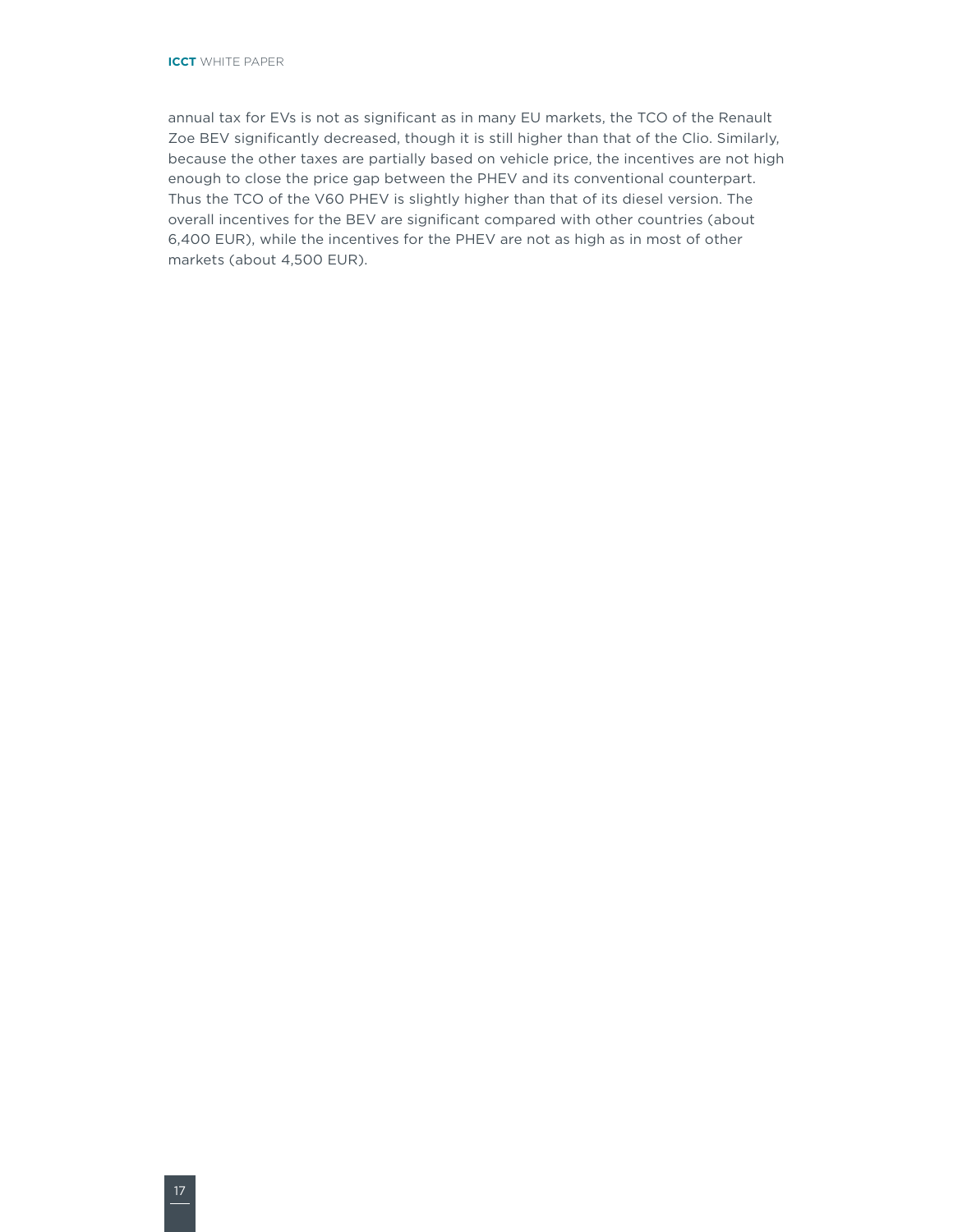annual tax for EVs is not as significant as in many EU markets, the TCO of the Renault Zoe BEV significantly decreased, though it is still higher than that of the Clio. Similarly, because the other taxes are partially based on vehicle price, the incentives are not high enough to close the price gap between the PHEV and its conventional counterpart. Thus the TCO of the V60 PHEV is slightly higher than that of its diesel version. The overall incentives for the BEV are significant compared with other countries (about 6,400 EUR), while the incentives for the PHEV are not as high as in most of other markets (about 4,500 EUR).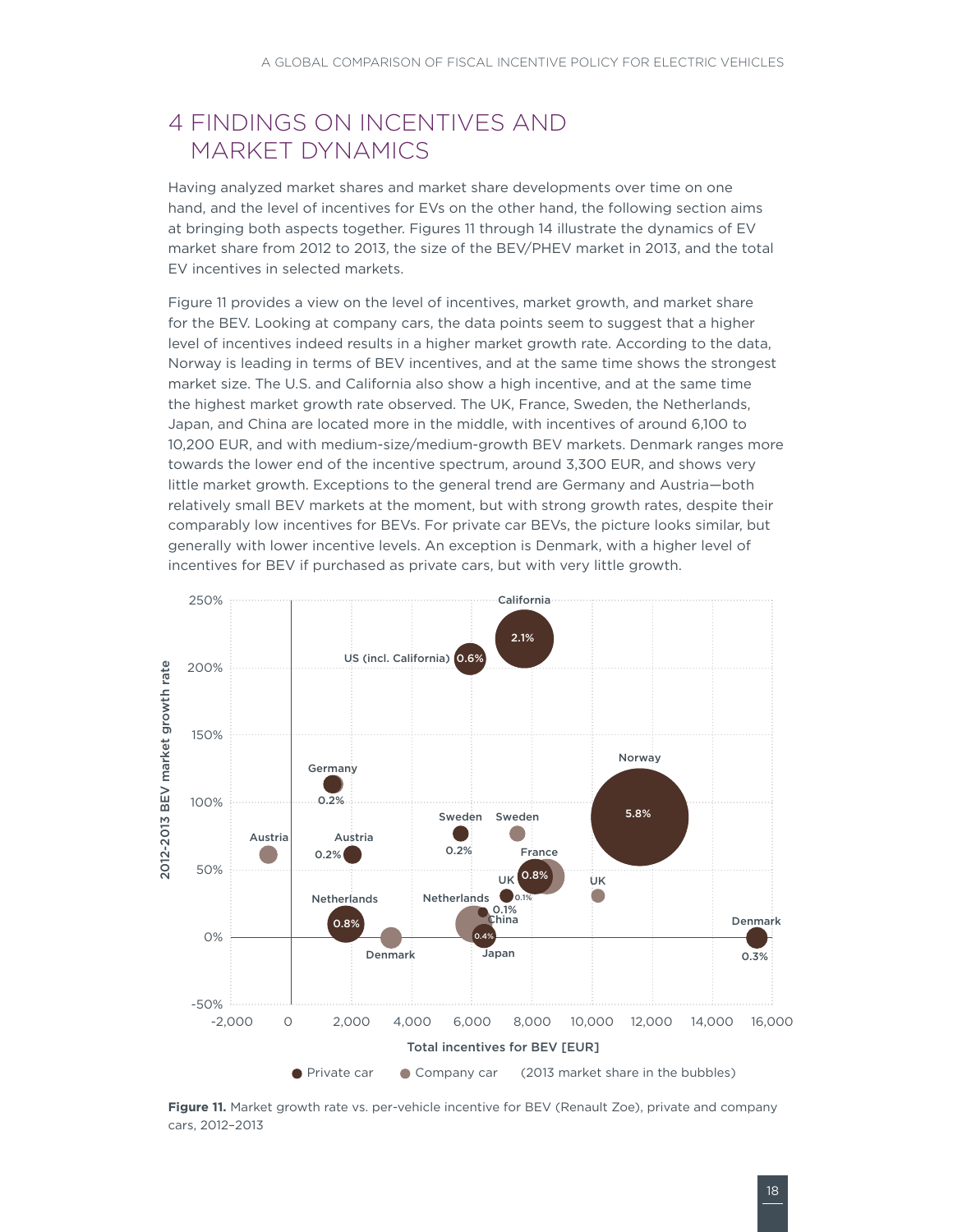# 4 FINDINGS ON INCENTIVES AND MARKET DYNAMICS

Having analyzed market shares and market share developments over time on one hand, and the level of incentives for EVs on the other hand, the following section aims at bringing both aspects together. Figures 11 through 14 illustrate the dynamics of EV market share from 2012 to 2013, the size of the BEV/PHEV market in 2013, and the total EV incentives in selected markets.

Figure 11 provides a view on the level of incentives, market growth, and market share for the BEV. Looking at company cars, the data points seem to suggest that a higher level of incentives indeed results in a higher market growth rate. According to the data, Norway is leading in terms of BEV incentives, and at the same time shows the strongest market size. The U.S. and California also show a high incentive, and at the same time the highest market growth rate observed. The UK, France, Sweden, the Netherlands, Japan, and China are located more in the middle, with incentives of around 6,100 to 10,200 EUR, and with medium-size/medium-growth BEV markets. Denmark ranges more towards the lower end of the incentive spectrum, around 3,300 EUR, and shows very little market growth. Exceptions to the general trend are Germany and Austria—both relatively small BEV markets at the moment, but with strong growth rates, despite their comparably low incentives for BEVs. For private car BEVs, the picture looks similar, but generally with lower incentive levels. An exception is Denmark, with a higher level of incentives for BEV if purchased as private cars, but with very little growth.

**Figure 11.** Market growth rate vs. per-vehicle incentive for BEV (Renault Zoe), private and company cars, 2012–2013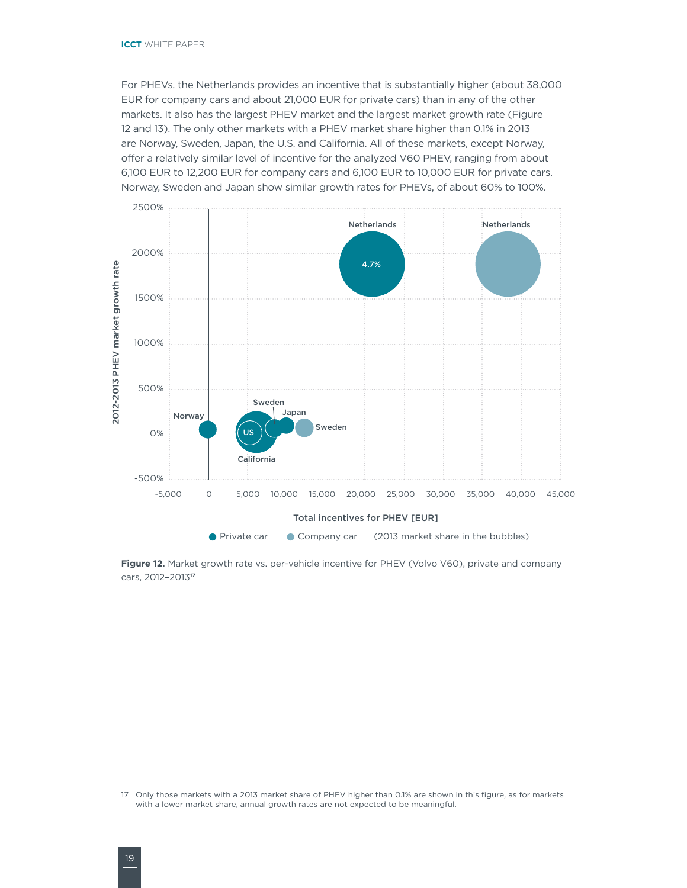For PHEVs, the Netherlands provides an incentive that is substantially higher (about 38,000 EUR for company cars and about 21,000 EUR for private cars) than in any of the other markets. It also has the largest PHEV market and the largest market growth rate (Figure 12 and 13). The only other markets with a PHEV market share higher than 0.1% in 2013 are Norway, Sweden, Japan, the U.S. and California. All of these markets, except Norway, offer a relatively similar level of incentive for the analyzed V60 PHEV, ranging from about 6,100 EUR to 12,200 EUR for company cars and 6,100 EUR to 10,000 EUR for private cars. Norway, Sweden and Japan show similar growth rates for PHEVs, of about 60% to 100%.

**Figure 12.** Market growth rate vs. per-vehicle incentive for PHEV (Volvo V60), private and company cars, 2012–2013[17]

17 Only those markets with a 2013 market share of PHEV higher than 0.1% are shown in this figure, as for markets with a lower market share, annual growth rates are not expected to be meaningful.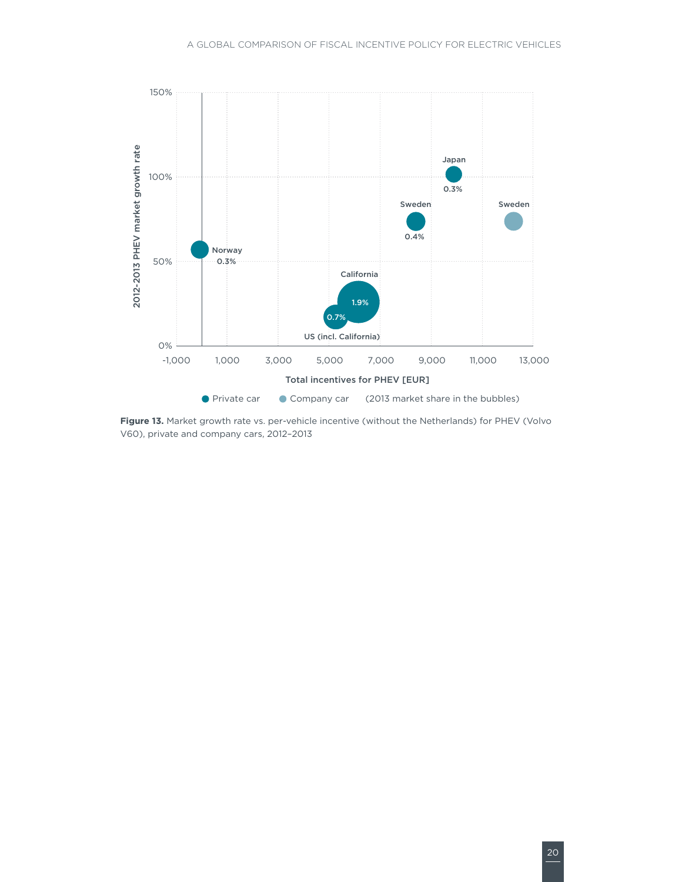**Figure 13.** Market growth rate vs. per-vehicle incentive (without the Netherlands) for PHEV (Volvo V60), private and company cars, 2012–2013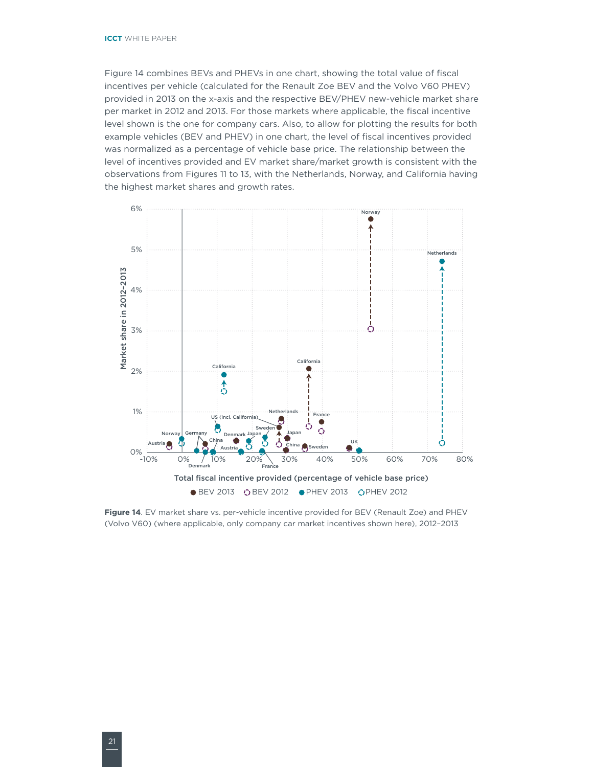Figure 14 combines BEVs and PHEVs in one chart, showing the total value of fiscal incentives per vehicle (calculated for the Renault Zoe BEV and the Volvo V60 PHEV) provided in 2013 on the x-axis and the respective BEV/PHEV new-vehicle market share per market in 2012 and 2013. For those markets where applicable, the fiscal incentive level shown is the one for company cars. Also, to allow for plotting the results for both example vehicles (BEV and PHEV) in one chart, the level of fiscal incentives provided was normalized as a percentage of vehicle base price. The relationship between the level of incentives provided and EV market share/market growth is consistent with the observations from Figures 11 to 13, with the Netherlands, Norway, and California having the highest market shares and growth rates.

**Figure 14**. EV market share vs. per-vehicle incentive provided for BEV (Renault Zoe) and PHEV (Volvo V60) (where applicable, only company car market incentives shown here), 2012–2013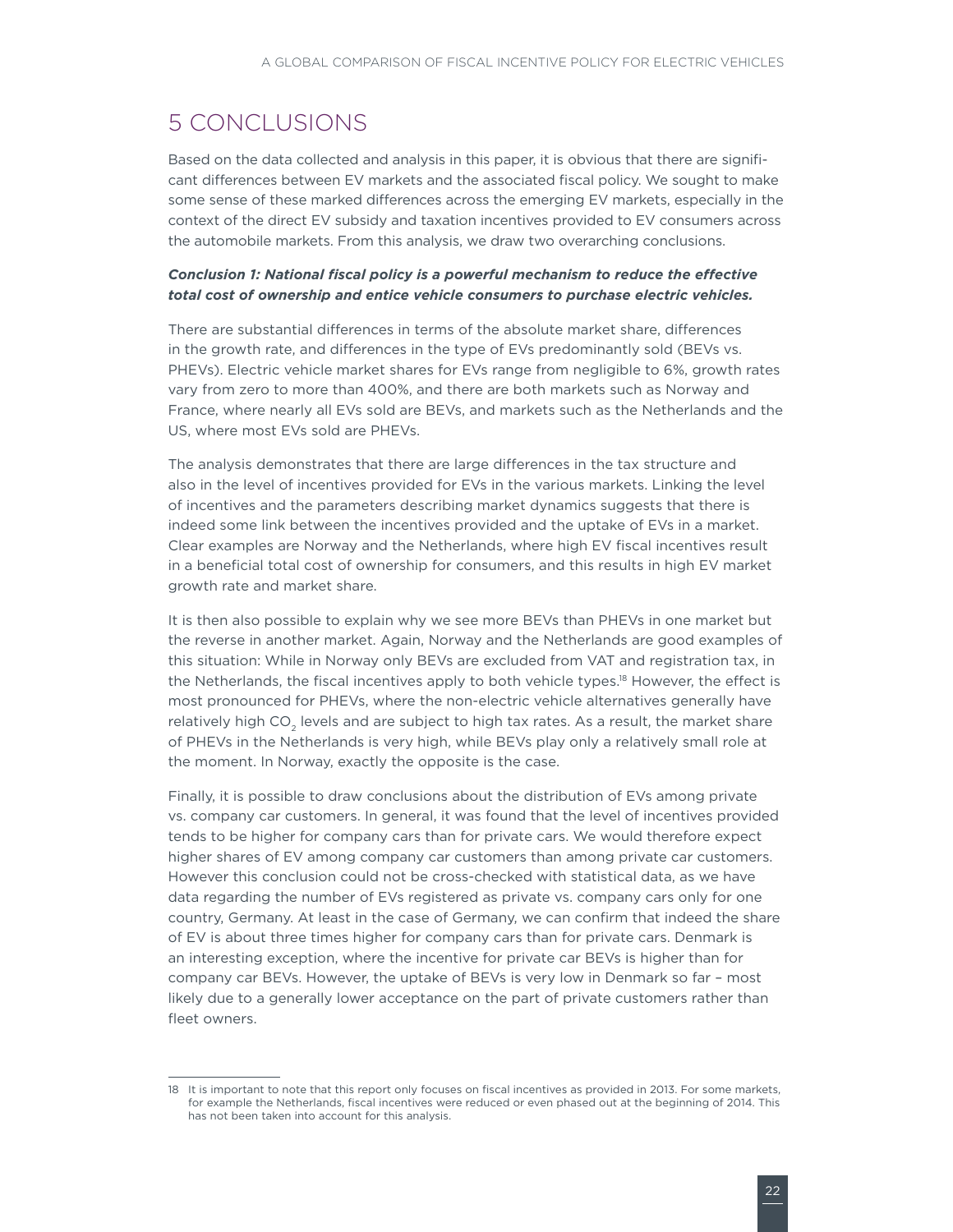# 5 CONCLUSIONS

Based on the data collected and analysis in this paper, it is obvious that there are significant differences between EV markets and the associated fiscal policy. We sought to make some sense of these marked differences across the emerging EV markets, especially in the context of the direct EV subsidy and taxation incentives provided to EV consumers across the automobile markets. From this analysis, we draw two overarching conclusions.

***Conclusion 1: National fiscal policy is a powerful mechanism to reduce the effective total cost of ownership and entice vehicle consumers to purchase electric vehicles.***

There are substantial differences in terms of the absolute market share, differences in the growth rate, and differences in the type of EVs predominantly sold (BEVs vs. PHEVs). Electric vehicle market shares for EVs range from negligible to 6%, growth rates vary from zero to more than 400%, and there are both markets such as Norway and France, where nearly all EVs sold are BEVs, and markets such as the Netherlands and the US, where most EVs sold are PHEVs.

The analysis demonstrates that there are large differences in the tax structure and also in the level of incentives provided for EVs in the various markets. Linking the level of incentives and the parameters describing market dynamics suggests that there is indeed some link between the incentives provided and the uptake of EVs in a market. Clear examples are Norway and the Netherlands, where high EV fiscal incentives result in a beneficial total cost of ownership for consumers, and this results in high EV market growth rate and market share.

It is then also possible to explain why we see more BEVs than PHEVs in one market but the reverse in another market. Again, Norway and the Netherlands are good examples of this situation: While in Norway only BEVs are excluded from VAT and registration tax, in the Netherlands, the fiscal incentives apply to both vehicle types.[18] However, the effect is most pronounced for PHEVs, where the non-electric vehicle alternatives generally have relatively high $CO_2$ levels and are subject to high tax rates. As a result, the market share of PHEVs in the Netherlands is very high, while BEVs play only a relatively small role at the moment. In Norway, exactly the opposite is the case.

Finally, it is possible to draw conclusions about the distribution of EVs among private vs. company car customers. In general, it was found that the level of incentives provided tends to be higher for company cars than for private cars. We would therefore expect higher shares of EV among company car customers than among private car customers. However this conclusion could not be cross-checked with statistical data, as we have data regarding the number of EVs registered as private vs. company cars only for one country, Germany. At least in the case of Germany, we can confirm that indeed the share of EV is about three times higher for company cars than for private cars. Denmark is an interesting exception, where the incentive for private car BEVs is higher than for company car BEVs. However, the uptake of BEVs is very low in Denmark so far – most likely due to a generally lower acceptance on the part of private customers rather than fleet owners.

---

18 It is important to note that this report only focuses on fiscal incentives as provided in 2013. For some markets, for example the Netherlands, fiscal incentives were reduced or even phased out at the beginning of 2014. This has not been taken into account for this analysis.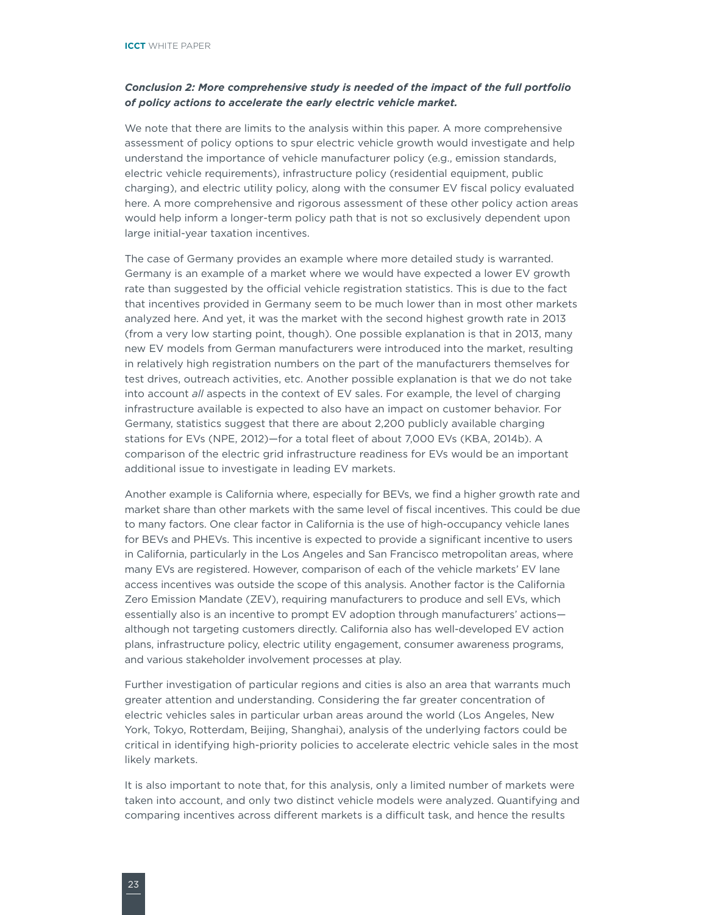***Conclusion 2: More comprehensive study is needed of the impact of the full portfolio of policy actions to accelerate the early electric vehicle market.***

We note that there are limits to the analysis within this paper. A more comprehensive assessment of policy options to spur electric vehicle growth would investigate and help understand the importance of vehicle manufacturer policy (e.g., emission standards, electric vehicle requirements), infrastructure policy (residential equipment, public charging), and electric utility policy, along with the consumer EV fiscal policy evaluated here. A more comprehensive and rigorous assessment of these other policy action areas would help inform a longer-term policy path that is not so exclusively dependent upon large initial-year taxation incentives.

The case of Germany provides an example where more detailed study is warranted. Germany is an example of a market where we would have expected a lower EV growth rate than suggested by the official vehicle registration statistics. This is due to the fact that incentives provided in Germany seem to be much lower than in most other markets analyzed here. And yet, it was the market with the second highest growth rate in 2013 (from a very low starting point, though). One possible explanation is that in 2013, many new EV models from German manufacturers were introduced into the market, resulting in relatively high registration numbers on the part of the manufacturers themselves for test drives, outreach activities, etc. Another possible explanation is that we do not take into account *all* aspects in the context of EV sales. For example, the level of charging infrastructure available is expected to also have an impact on customer behavior. For Germany, statistics suggest that there are about 2,200 publicly available charging stations for EVs (NPE, 2012)—for a total fleet of about 7,000 EVs (KBA, 2014b). A comparison of the electric grid infrastructure readiness for EVs would be an important additional issue to investigate in leading EV markets.

Another example is California where, especially for BEVs, we find a higher growth rate and market share than other markets with the same level of fiscal incentives. This could be due to many factors. One clear factor in California is the use of high-occupancy vehicle lanes for BEVs and PHEVs. This incentive is expected to provide a significant incentive to users in California, particularly in the Los Angeles and San Francisco metropolitan areas, where many EVs are registered. However, comparison of each of the vehicle markets' EV lane access incentives was outside the scope of this analysis. Another factor is the California Zero Emission Mandate (ZEV), requiring manufacturers to produce and sell EVs, which essentially also is an incentive to prompt EV adoption through manufacturers' actions—although not targeting customers directly. California also has well-developed EV action plans, infrastructure policy, electric utility engagement, consumer awareness programs, and various stakeholder involvement processes at play.

Further investigation of particular regions and cities is also an area that warrants much greater attention and understanding. Considering the far greater concentration of electric vehicles sales in particular urban areas around the world (Los Angeles, New York, Tokyo, Rotterdam, Beijing, Shanghai), analysis of the underlying factors could be critical in identifying high-priority policies to accelerate electric vehicle sales in the most likely markets.

It is also important to note that, for this analysis, only a limited number of markets were taken into account, and only two distinct vehicle models were analyzed. Quantifying and comparing incentives across different markets is a difficult task, and hence the results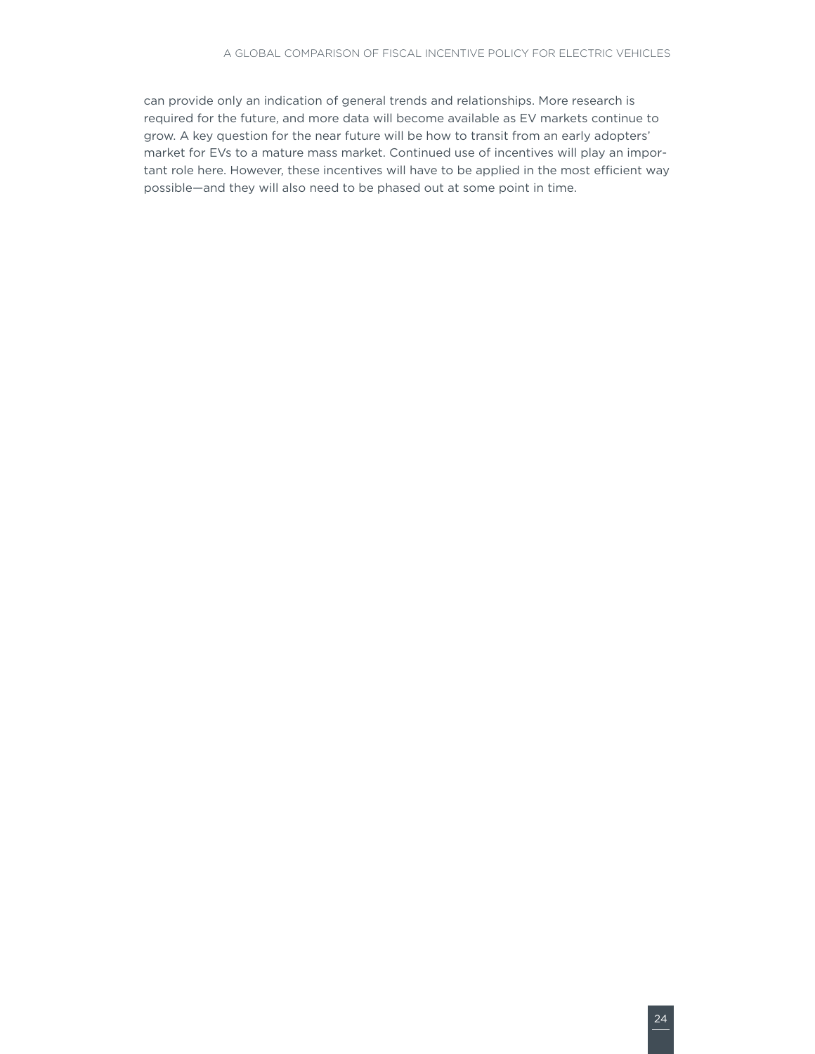can provide only an indication of general trends and relationships. More research is required for the future, and more data will become available as EV markets continue to grow. A key question for the near future will be how to transit from an early adopters' market for EVs to a mature mass market. Continued use of incentives will play an important role here. However, these incentives will have to be applied in the most efficient way possible—and they will also need to be phased out at some point in time.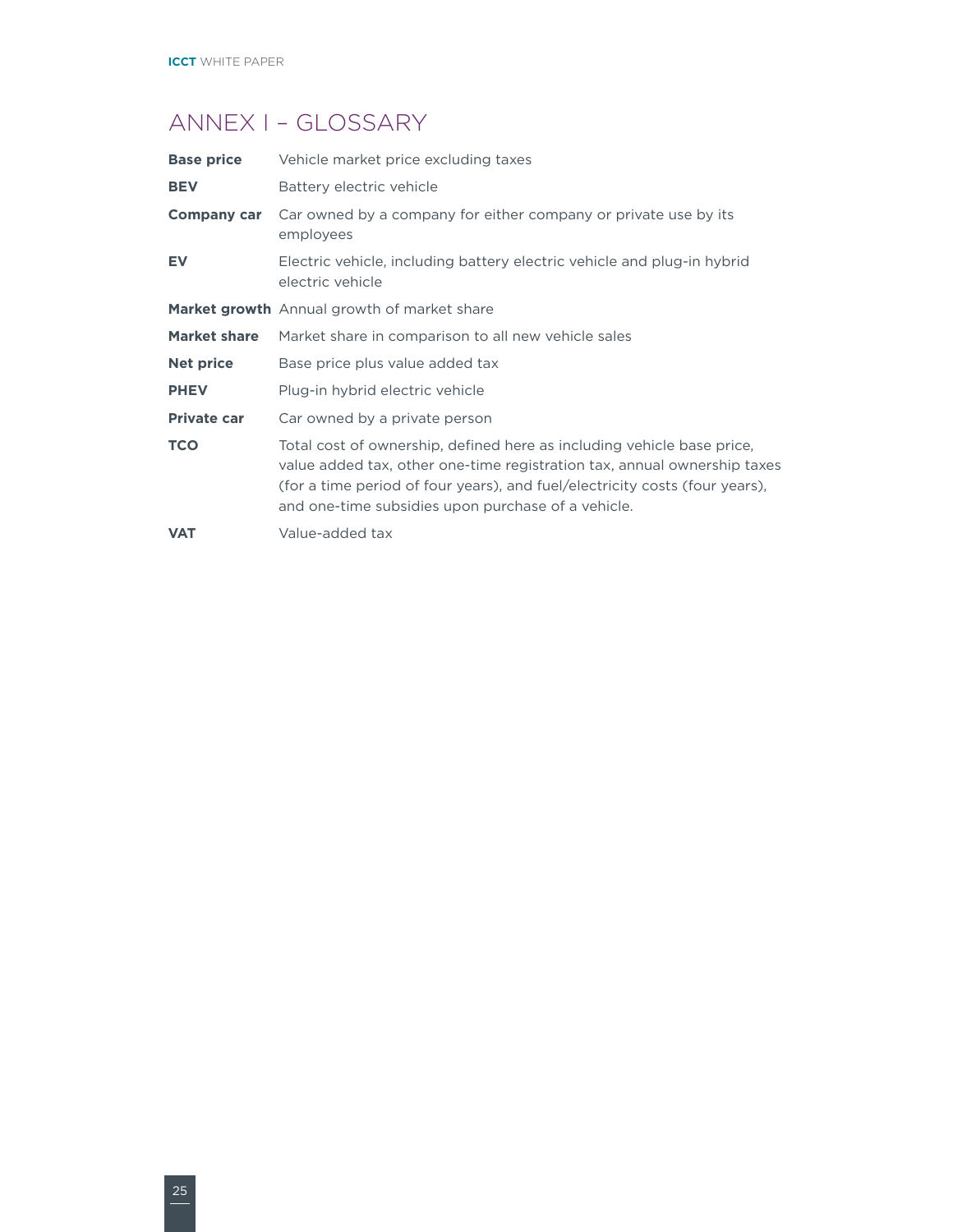## ANNEX I – GLOSSARY

| | |
|---|---|
| **Base price** | Vehicle market price excluding taxes |
| **BEV** | Battery electric vehicle |
| **Company car** | Car owned by a company for either company or private use by its employees |
| **EV** | Electric vehicle, including battery electric vehicle and plug-in hybrid electric vehicle |
| **Market growth** | Annual growth of market share |
| **Market share** | Market share in comparison to all new vehicle sales |
| **Net price** | Base price plus value added tax |
| **PHEV** | Plug-in hybrid electric vehicle |
| **Private car** | Car owned by a private person |
| **TCO** | Total cost of ownership, defined here as including vehicle base price, value added tax, other one-time registration tax, annual ownership taxes (for a time period of four years), and fuel/electricity costs (four years), and one-time subsidies upon purchase of a vehicle. |
| **VAT** | Value-added tax |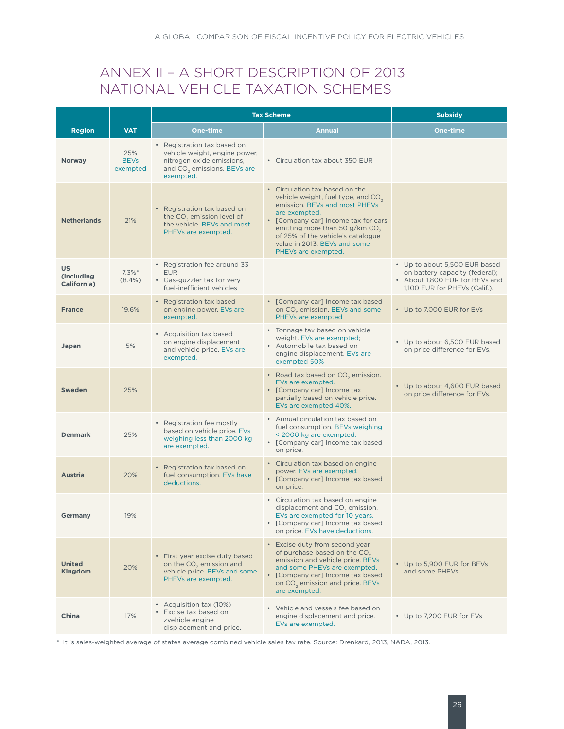# ANNEX II – A SHORT DESCRIPTION OF 2013 NATIONAL VEHICLE TAXATION SCHEMES

| Region | VAT | Tax Scheme | | Subsidy |
|---|---|---|---|---|
| | | One-time | Annual | One-time |
| Norway | 25% BEVs exempted | • Registration tax based on vehicle weight, engine power, nitrogen oxide emissions, and $CO_2$ emissions. BEVs are exempted. | • Circulation tax about 350 EUR | |
| Netherlands | 21% | • Registration tax based on the $CO_2$ emission level of the vehicle. BEVs and most PHEVs are exempted. | • Circulation tax based on the vehicle weight, fuel type, and $CO_2$ emission. BEVs and most PHEVs are exempted. • [Company car] Income tax for cars emitting more than 50 g/km $CO_2$ of 25% of the vehicle's catalogue value in 2013. BEVs and some PHEVs are exempted. | |
| US (including California) | 7.3%* (8.4%) | • Registration fee around 33 EUR • Gas-guzzler tax for very fuel-inefficient vehicles | | • Up to about 5,500 EUR based on battery capacity (federal); • About 1,800 EUR for BEVs and 1,100 EUR for PHEVs (Calif.). |
| France | 19.6% | • Registration tax based on engine power. EVs are exempted. | • [Company car] Income tax based on $CO_2$ emission. BEVs and some PHEVs are exempted | • Up to 7,000 EUR for EVs |
| Japan | 5% | • Acquisition tax based on engine displacement and vehicle price. EVs are exempted. | • Tonnage tax based on vehicle weight. EVs are exempted; • Automobile tax based on engine displacement. EVs are exempted 50% | • Up to about 6,500 EUR based on price difference for EVs. |
| Sweden | 25% | | • Road tax based on $CO_2$ emission. EVs are exempted. • [Company car] Income tax partially based on vehicle price. EVs are exempted 40%. | • Up to about 4,600 EUR based on price difference for EVs. |
| Denmark | 25% | • Registration fee mostly based on vehicle price. EVs weighing less than 2000 kg are exempted. | • Annual circulation tax based on fuel consumption. BEVs weighing < 2000 kg are exempted. • [Company car] Income tax based on price. | |
| Austria | 20% | • Registration tax based on fuel consumption. EVs have deductions. | • Circulation tax based on engine power. EVs are exempted. • [Company car] Income tax based on price. | |
| Germany | 19% | | • Circulation tax based on engine displacement and $CO_2$ emission. EVs are exempted for 10 years. • [Company car] Income tax based on price. EVs have deductions. | |
| United Kingdom | 20% | • First year excise duty based on the $CO_2$ emission and vehicle price. BEVs and some PHEVs are exempted. | • Excise duty from second year of purchase based on the $CO_2$ emission and vehicle price. BEVs and some PHEVs are exempted. • [Company car] Income tax based on $CO_2$ emission and price. BEVs are exempted. | • Up to 5,900 EUR for BEVs and some PHEVs |
| China | 17% | • Acquisition tax (10%) • Excise tax based on zvehicle engine displacement and price. | • Vehicle and vessels fee based on engine displacement and price. EVs are exempted. | • Up to 7,200 EUR for EVs |

* It is sales-weighted average of states average combined vehicle sales tax rate. Source: Drenkard, 2013, NADA, 2013.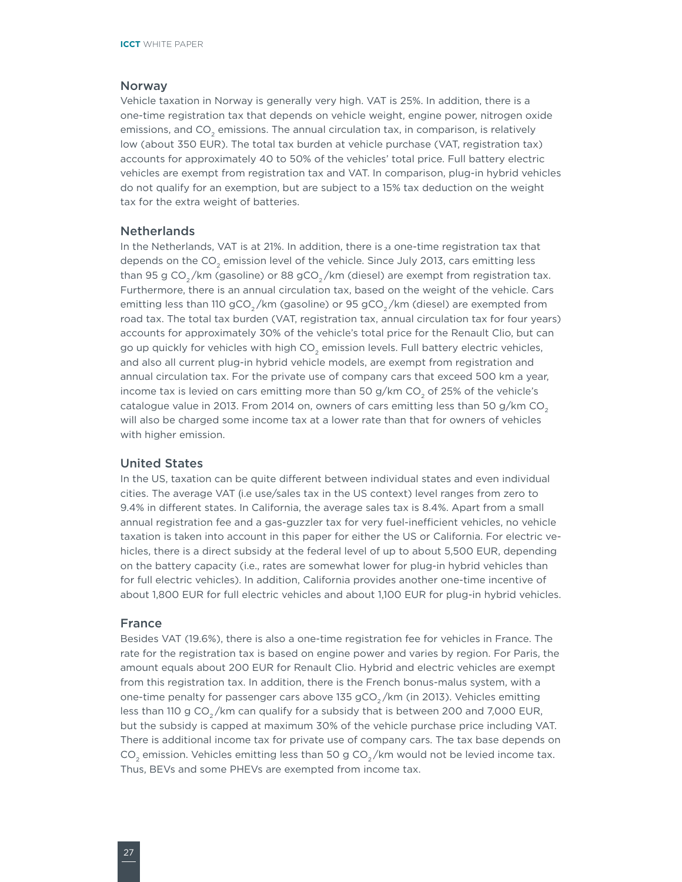## Norway

Vehicle taxation in Norway is generally very high. VAT is 25%. In addition, there is a one-time registration tax that depends on vehicle weight, engine power, nitrogen oxide emissions, and $CO_2$ emissions. The annual circulation tax, in comparison, is relatively low (about 350 EUR). The total tax burden at vehicle purchase (VAT, registration tax) accounts for approximately 40 to 50% of the vehicles' total price. Full battery electric vehicles are exempt from registration tax and VAT. In comparison, plug-in hybrid vehicles do not qualify for an exemption, but are subject to a 15% tax deduction on the weight tax for the extra weight of batteries.

## Netherlands

In the Netherlands, VAT is at 21%. In addition, there is a one-time registration tax that depends on the $CO_2$ emission level of the vehicle. Since July 2013, cars emitting less than 95 g $CO_2$/km (gasoline) or 88 g$CO_2$/km (diesel) are exempt from registration tax. Furthermore, there is an annual circulation tax, based on the weight of the vehicle. Cars emitting less than 110 g$CO_2$/km (gasoline) or 95 g$CO_2$/km (diesel) are exempted from road tax. The total tax burden (VAT, registration tax, annual circulation tax for four years) accounts for approximately 30% of the vehicle's total price for the Renault Clio, but can go up quickly for vehicles with high $CO_2$ emission levels. Full battery electric vehicles, and also all current plug-in hybrid vehicle models, are exempt from registration and annual circulation tax. For the private use of company cars that exceed 500 km a year, income tax is levied on cars emitting more than 50 g/km $CO_2$ of 25% of the vehicle's catalogue value in 2013. From 2014 on, owners of cars emitting less than 50 g/km $CO_2$ will also be charged some income tax at a lower rate than that for owners of vehicles with higher emission.

## United States

In the US, taxation can be quite different between individual states and even individual cities. The average VAT (i.e use/sales tax in the US context) level ranges from zero to 9.4% in different states. In California, the average sales tax is 8.4%. Apart from a small annual registration fee and a gas-guzzler tax for very fuel-inefficient vehicles, no vehicle taxation is taken into account in this paper for either the US or California. For electric vehicles, there is a direct subsidy at the federal level of up to about 5,500 EUR, depending on the battery capacity (i.e., rates are somewhat lower for plug-in hybrid vehicles than for full electric vehicles). In addition, California provides another one-time incentive of about 1,800 EUR for full electric vehicles and about 1,100 EUR for plug-in hybrid vehicles.

## France

Besides VAT (19.6%), there is also a one-time registration fee for vehicles in France. The rate for the registration tax is based on engine power and varies by region. For Paris, the amount equals about 200 EUR for Renault Clio. Hybrid and electric vehicles are exempt from this registration tax. In addition, there is the French bonus-malus system, with a one-time penalty for passenger cars above 135 g$CO_2$/km (in 2013). Vehicles emitting less than 110 g $CO_2$/km can qualify for a subsidy that is between 200 and 7,000 EUR, but the subsidy is capped at maximum 30% of the vehicle purchase price including VAT. There is additional income tax for private use of company cars. The tax base depends on $CO_2$ emission. Vehicles emitting less than 50 g $CO_2$/km would not be levied income tax. Thus, BEVs and some PHEVs are exempted from income tax.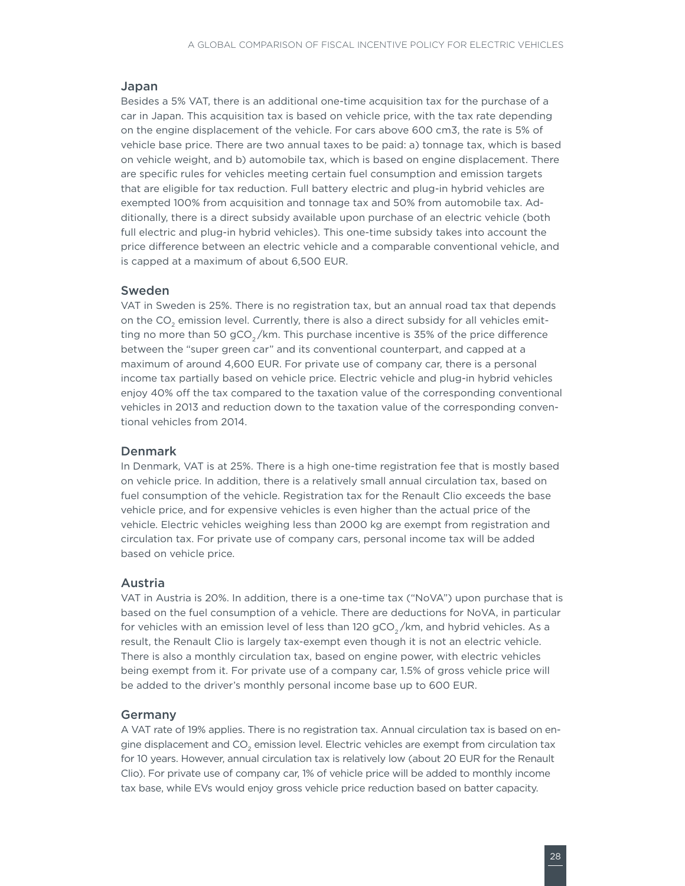## Japan

Besides a 5% VAT, there is an additional one-time acquisition tax for the purchase of a car in Japan. This acquisition tax is based on vehicle price, with the tax rate depending on the engine displacement of the vehicle. For cars above 600 cm3, the rate is 5% of vehicle base price. There are two annual taxes to be paid: a) tonnage tax, which is based on vehicle weight, and b) automobile tax, which is based on engine displacement. There are specific rules for vehicles meeting certain fuel consumption and emission targets that are eligible for tax reduction. Full battery electric and plug-in hybrid vehicles are exempted 100% from acquisition and tonnage tax and 50% from automobile tax. Additionally, there is a direct subsidy available upon purchase of an electric vehicle (both full electric and plug-in hybrid vehicles). This one-time subsidy takes into account the price difference between an electric vehicle and a comparable conventional vehicle, and is capped at a maximum of about 6,500 EUR.

## Sweden

VAT in Sweden is 25%. There is no registration tax, but an annual road tax that depends on the $CO_2$ emission level. Currently, there is also a direct subsidy for all vehicles emitting no more than 50 $gCO_2$/km. This purchase incentive is 35% of the price difference between the "super green car" and its conventional counterpart, and capped at a maximum of around 4,600 EUR. For private use of company car, there is a personal income tax partially based on vehicle price. Electric vehicle and plug-in hybrid vehicles enjoy 40% off the tax compared to the taxation value of the corresponding conventional vehicles in 2013 and reduction down to the taxation value of the corresponding conventional vehicles from 2014.

## Denmark

In Denmark, VAT is at 25%. There is a high one-time registration fee that is mostly based on vehicle price. In addition, there is a relatively small annual circulation tax, based on fuel consumption of the vehicle. Registration tax for the Renault Clio exceeds the base vehicle price, and for expensive vehicles is even higher than the actual price of the vehicle. Electric vehicles weighing less than 2000 kg are exempt from registration and circulation tax. For private use of company cars, personal income tax will be added based on vehicle price.

## Austria

VAT in Austria is 20%. In addition, there is a one-time tax ("NoVA") upon purchase that is based on the fuel consumption of a vehicle. There are deductions for NoVA, in particular for vehicles with an emission level of less than 120 $gCO_2$/km, and hybrid vehicles. As a result, the Renault Clio is largely tax-exempt even though it is not an electric vehicle. There is also a monthly circulation tax, based on engine power, with electric vehicles being exempt from it. For private use of a company car, 1.5% of gross vehicle price will be added to the driver's monthly personal income base up to 600 EUR.

## Germany

A VAT rate of 19% applies. There is no registration tax. Annual circulation tax is based on engine displacement and $CO_2$ emission level. Electric vehicles are exempt from circulation tax for 10 years. However, annual circulation tax is relatively low (about 20 EUR for the Renault Clio). For private use of company car, 1% of vehicle price will be added to monthly income tax base, while EVs would enjoy gross vehicle price reduction based on batter capacity.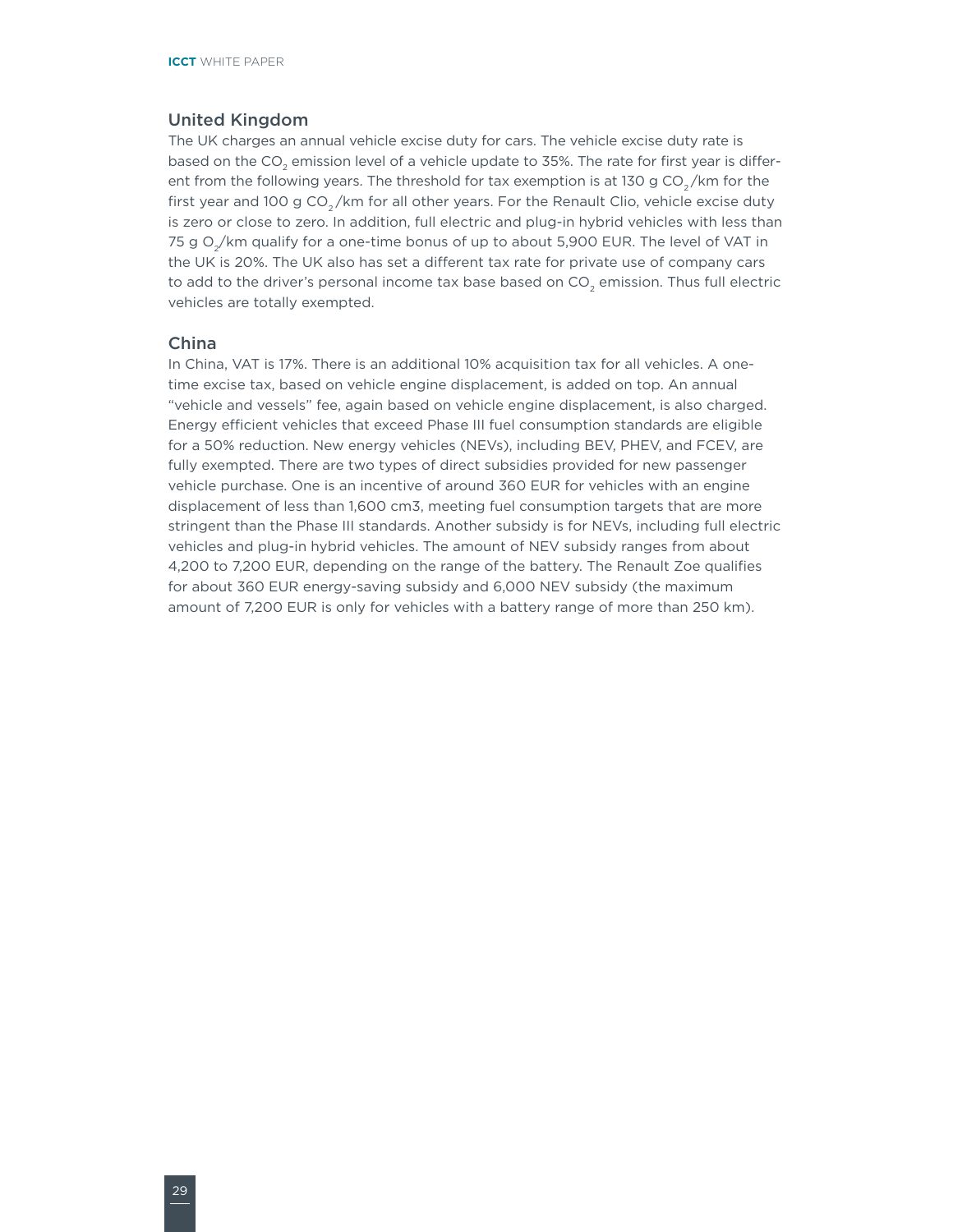## United Kingdom

The UK charges an annual vehicle excise duty for cars. The vehicle excise duty rate is based on the $CO_2$ emission level of a vehicle update to 35%. The rate for first year is different from the following years. The threshold for tax exemption is at 130 g $CO_2$/km for the first year and 100 g $CO_2$/km for all other years. For the Renault Clio, vehicle excise duty is zero or close to zero. In addition, full electric and plug-in hybrid vehicles with less than 75 g $O_2$/km qualify for a one-time bonus of up to about 5,900 EUR. The level of VAT in the UK is 20%. The UK also has set a different tax rate for private use of company cars to add to the driver's personal income tax base based on $CO_2$ emission. Thus full electric vehicles are totally exempted.

## China

In China, VAT is 17%. There is an additional 10% acquisition tax for all vehicles. A one-time excise tax, based on vehicle engine displacement, is added on top. An annual "vehicle and vessels" fee, again based on vehicle engine displacement, is also charged. Energy efficient vehicles that exceed Phase III fuel consumption standards are eligible for a 50% reduction. New energy vehicles (NEVs), including BEV, PHEV, and FCEV, are fully exempted. There are two types of direct subsidies provided for new passenger vehicle purchase. One is an incentive of around 360 EUR for vehicles with an engine displacement of less than 1,600 cm3, meeting fuel consumption targets that are more stringent than the Phase III standards. Another subsidy is for NEVs, including full electric vehicles and plug-in hybrid vehicles. The amount of NEV subsidy ranges from about 4,200 to 7,200 EUR, depending on the range of the battery. The Renault Zoe qualifies for about 360 EUR energy-saving subsidy and 6,000 NEV subsidy (the maximum amount of 7,200 EUR is only for vehicles with a battery range of more than 250 km).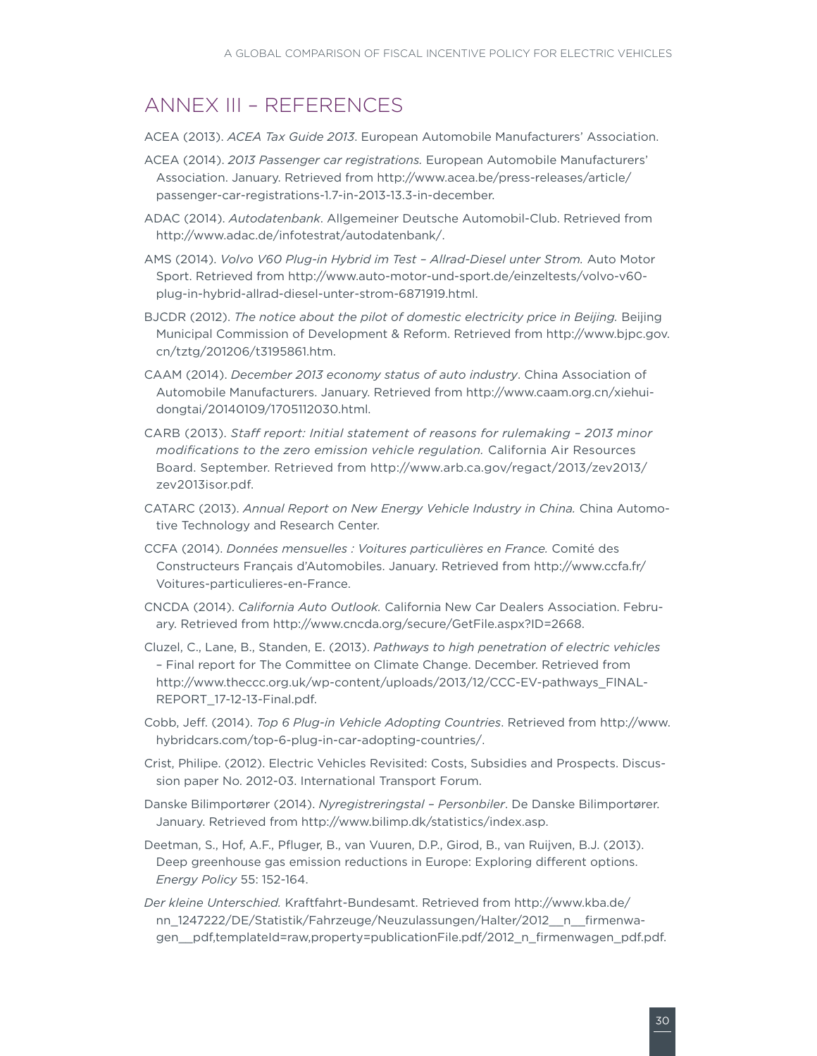## ANNEX III – REFERENCES

ACEA (2013). *ACEA Tax Guide 2013*. European Automobile Manufacturers' Association.

ACEA (2014). *2013 Passenger car registrations.* European Automobile Manufacturers' Association. January. Retrieved from http://www.acea.be/press-releases/article/passenger-car-registrations-1.7-in-2013-13.3-in-december.

ADAC (2014). *Autodatenbank*. Allgemeiner Deutsche Automobil-Club. Retrieved from http://www.adac.de/infotestrat/autodatenbank/.

AMS (2014). *Volvo V60 Plug-in Hybrid im Test – Allrad-Diesel unter Strom.* Auto Motor Sport. Retrieved from http://www.auto-motor-und-sport.de/einzeltests/volvo-v60-plug-in-hybrid-allrad-diesel-unter-strom-6871919.html.

BJCDR (2012). *The notice about the pilot of domestic electricity price in Beijing.* Beijing Municipal Commission of Development & Reform. Retrieved from http://www.bjpc.gov.cn/tztg/201206/t3195861.htm.

CAAM (2014). *December 2013 economy status of auto industry*. China Association of Automobile Manufacturers. January. Retrieved from http://www.caam.org.cn/xiehui-dongtai/20140109/1705112030.html.

CARB (2013). *Staff report: Initial statement of reasons for rulemaking – 2013 minor modifications to the zero emission vehicle regulation.* California Air Resources Board. September. Retrieved from http://www.arb.ca.gov/regact/2013/zev2013/zev2013isor.pdf.

CATARC (2013). *Annual Report on New Energy Vehicle Industry in China.* China Automotive Technology and Research Center.

CCFA (2014). *Données mensuelles : Voitures particulières en France.* Comité des Constructeurs Français d'Automobiles. January. Retrieved from http://www.ccfa.fr/Voitures-particulieres-en-France.

CNCDA (2014). *California Auto Outlook.* California New Car Dealers Association. February. Retrieved from http://www.cncda.org/secure/GetFile.aspx?ID=2668.

Cluzel, C., Lane, B., Standen, E. (2013). *Pathways to high penetration of electric vehicles* – Final report for The Committee on Climate Change. December. Retrieved from http://www.theccc.org.uk/wp-content/uploads/2013/12/CCC-EV-pathways_FINAL-REPORT_17-12-13-Final.pdf.

Cobb, Jeff. (2014). *Top 6 Plug-in Vehicle Adopting Countries*. Retrieved from http://www.hybridcars.com/top-6-plug-in-car-adopting-countries/.

Crist, Philipe. (2012). Electric Vehicles Revisited: Costs, Subsidies and Prospects. Discussion paper No. 2012-03. International Transport Forum.

Danske Bilimportører (2014). *Nyregistreringstal – Personbiler*. De Danske Bilimportører. January. Retrieved from http://www.bilimp.dk/statistics/index.asp.

Deetman, S., Hof, A.F., Pfluger, B., van Vuuren, D.P., Girod, B., van Ruijven, B.J. (2013). Deep greenhouse gas emission reductions in Europe: Exploring different options. *Energy Policy* 55: 152-164.

*Der kleine Unterschied.* Kraftfahrt-Bundesamt. Retrieved from http://www.kba.de/nn_1247222/DE/Statistik/Fahrzeuge/Neuzulassungen/Halter/2012__n__firmenwagen__pdf,templateId=raw,property=publicationFile.pdf/2012_n_firmenwagen_pdf.pdf.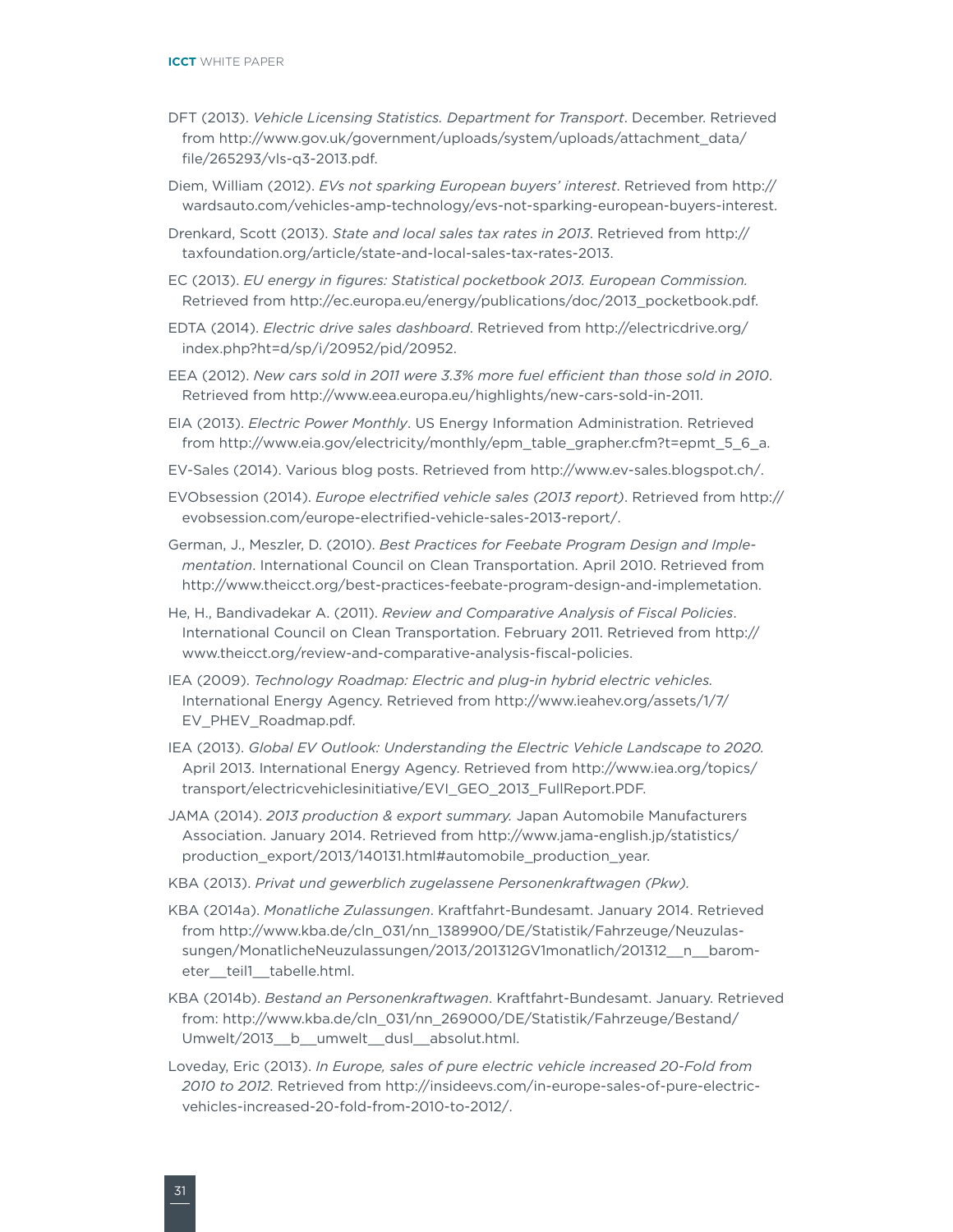DFT (2013). *Vehicle Licensing Statistics. Department for Transport*. December. Retrieved from http://www.gov.uk/government/uploads/system/uploads/attachment_data/file/265293/vls-q3-2013.pdf.

Diem, William (2012). *EVs not sparking European buyers' interest*. Retrieved from http://wardsauto.com/vehicles-amp-technology/evs-not-sparking-european-buyers-interest.

Drenkard, Scott (2013). *State and local sales tax rates in 2013*. Retrieved from http://taxfoundation.org/article/state-and-local-sales-tax-rates-2013.

EC (2013). *EU energy in figures: Statistical pocketbook 2013. European Commission.* Retrieved from http://ec.europa.eu/energy/publications/doc/2013_pocketbook.pdf.

EDTA (2014). *Electric drive sales dashboard*. Retrieved from http://electricdrive.org/index.php?ht=d/sp/i/20952/pid/20952.

EEA (2012). *New cars sold in 2011 were 3.3% more fuel efficient than those sold in 2010*. Retrieved from http://www.eea.europa.eu/highlights/new-cars-sold-in-2011.

EIA (2013). *Electric Power Monthly*. US Energy Information Administration. Retrieved from http://www.eia.gov/electricity/monthly/epm_table_grapher.cfm?t=epmt_5_6_a.

EV-Sales (2014). Various blog posts. Retrieved from http://www.ev-sales.blogspot.ch/.

EVObsession (2014). *Europe electrified vehicle sales (2013 report)*. Retrieved from http://evobsession.com/europe-electrified-vehicle-sales-2013-report/.

German, J., Meszler, D. (2010). *Best Practices for Feebate Program Design and Implementation*. International Council on Clean Transportation. April 2010. Retrieved from http://www.theicct.org/best-practices-feebate-program-design-and-implemetation.

He, H., Bandivadekar A. (2011). *Review and Comparative Analysis of Fiscal Policies*. International Council on Clean Transportation. February 2011. Retrieved from http://www.theicct.org/review-and-comparative-analysis-fiscal-policies.

IEA (2009). *Technology Roadmap: Electric and plug-in hybrid electric vehicles.* International Energy Agency. Retrieved from http://www.ieahev.org/assets/1/7/EV_PHEV_Roadmap.pdf.

IEA (2013). *Global EV Outlook: Understanding the Electric Vehicle Landscape to 2020.* April 2013. International Energy Agency. Retrieved from http://www.iea.org/topics/transport/electricvehiclesinitiative/EVI_GEO_2013_FullReport.PDF.

JAMA (2014). *2013 production & export summary.* Japan Automobile Manufacturers Association. January 2014. Retrieved from http://www.jama-english.jp/statistics/production_export/2013/140131.html#automobile_production_year.

KBA (2013). *Privat und gewerblich zugelassene Personenkraftwagen (Pkw).*

KBA (2014a). *Monatliche Zulassungen*. Kraftfahrt-Bundesamt. January 2014. Retrieved from http://www.kba.de/cln_031/nn_1389900/DE/Statistik/Fahrzeuge/Neuzulassungen/MonatlicheNeuzulassungen/2013/201312GV1monatlich/201312__n__barometer__teil1__tabelle.html.

KBA (2014b). *Bestand an Personenkraftwagen*. Kraftfahrt-Bundesamt. January. Retrieved from: http://www.kba.de/cln_031/nn_269000/DE/Statistik/Fahrzeuge/Bestand/Umwelt/2013__b__umwelt__dusl__absolut.html.

Loveday, Eric (2013). *In Europe, sales of pure electric vehicle increased 20-Fold from 2010 to 2012*. Retrieved from http://insideevs.com/in-europe-sales-of-pure-electric-vehicles-increased-20-fold-from-2010-to-2012/.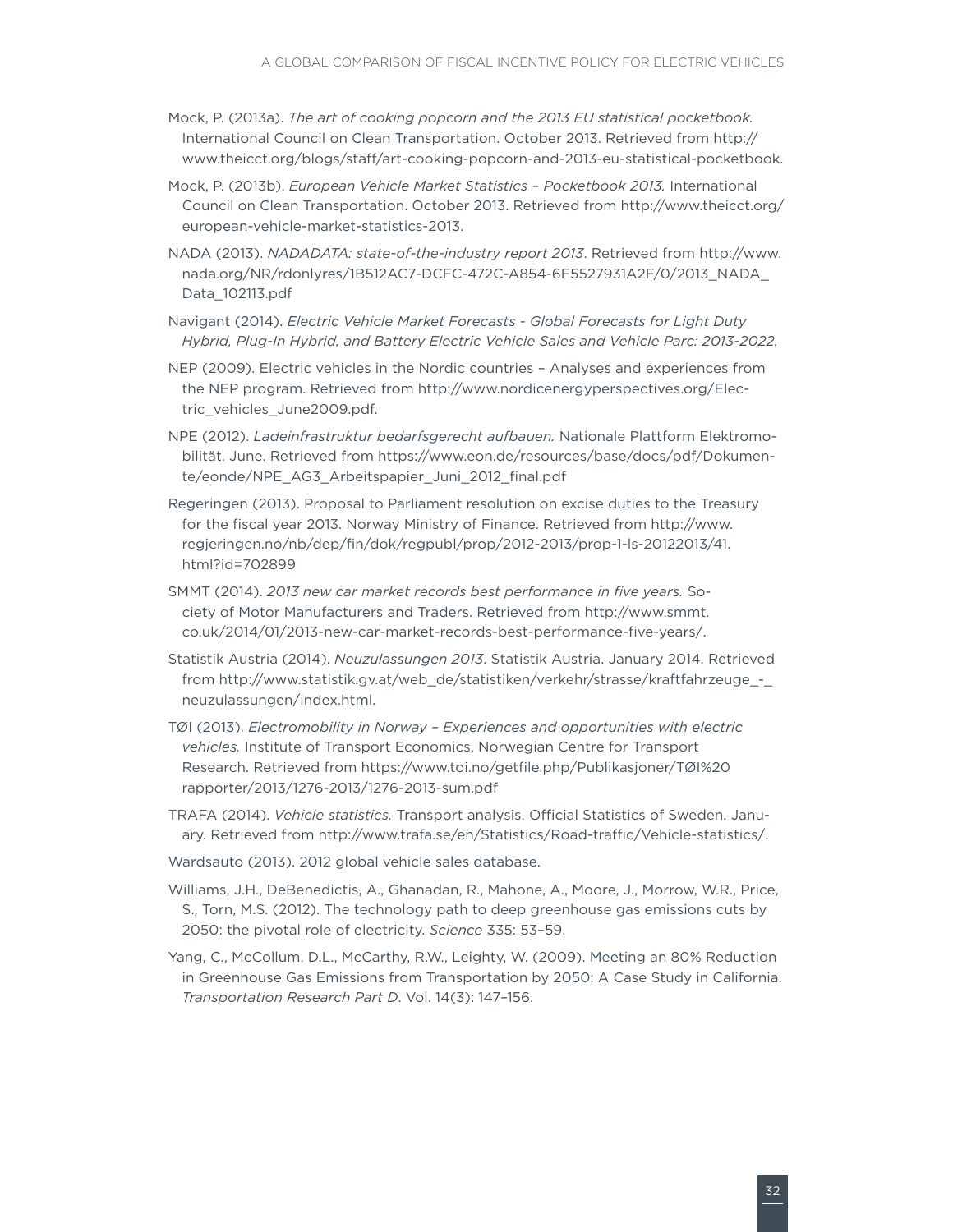Mock, P. (2013a). *The art of cooking popcorn and the 2013 EU statistical pocketbook.* International Council on Clean Transportation. October 2013. Retrieved from http://www.theicct.org/blogs/staff/art-cooking-popcorn-and-2013-eu-statistical-pocketbook.

Mock, P. (2013b). *European Vehicle Market Statistics – Pocketbook 2013.* International Council on Clean Transportation. October 2013. Retrieved from http://www.theicct.org/european-vehicle-market-statistics-2013.

NADA (2013). *NADADATA: state-of-the-industry report 2013*. Retrieved from http://www.nada.org/NR/rdonlyres/1B512AC7-DCFC-472C-A854-6F5527931A2F/0/2013_NADA_Data_102113.pdf

Navigant (2014). *Electric Vehicle Market Forecasts - Global Forecasts for Light Duty Hybrid, Plug-In Hybrid, and Battery Electric Vehicle Sales and Vehicle Parc: 2013-2022.*

NEP (2009). Electric vehicles in the Nordic countries – Analyses and experiences from the NEP program. Retrieved from http://www.nordicenergyperspectives.org/Electric_vehicles_June2009.pdf.

NPE (2012). *Ladeinfrastruktur bedarfsgerecht aufbauen.* Nationale Plattform Elektromobilität. June. Retrieved from https://www.eon.de/resources/base/docs/pdf/Dokumente/eonde/NPE_AG3_Arbeitspapier_Juni_2012_final.pdf

Regeringen (2013). Proposal to Parliament resolution on excise duties to the Treasury for the fiscal year 2013. Norway Ministry of Finance. Retrieved from http://www.regjeringen.no/nb/dep/fin/dok/regpubl/prop/2012-2013/prop-1-ls-20122013/41.html?id=702899

SMMT (2014). *2013 new car market records best performance in five years.* Society of Motor Manufacturers and Traders. Retrieved from http://www.smmt.co.uk/2014/01/2013-new-car-market-records-best-performance-five-years/.

Statistik Austria (2014). *Neuzulassungen 2013*. Statistik Austria. January 2014. Retrieved from http://www.statistik.gv.at/web_de/statistiken/verkehr/strasse/kraftfahrzeuge_-_neuzulassungen/index.html.

TØI (2013). *Electromobility in Norway – Experiences and opportunities with electric vehicles.* Institute of Transport Economics, Norwegian Centre for Transport Research. Retrieved from https://www.toi.no/getfile.php/Publikasjoner/TØI%20rapporter/2013/1276-2013/1276-2013-sum.pdf

TRAFA (2014). *Vehicle statistics.* Transport analysis, Official Statistics of Sweden. January. Retrieved from http://www.trafa.se/en/Statistics/Road-traffic/Vehicle-statistics/.

Wardsauto (2013). 2012 global vehicle sales database.

Williams, J.H., DeBenedictis, A., Ghanadan, R., Mahone, A., Moore, J., Morrow, W.R., Price, S., Torn, M.S. (2012). The technology path to deep greenhouse gas emissions cuts by 2050: the pivotal role of electricity. *Science* 335: 53–59.

Yang, C., McCollum, D.L., McCarthy, R.W., Leighty, W. (2009). Meeting an 80% Reduction in Greenhouse Gas Emissions from Transportation by 2050: A Case Study in California. *Transportation Research Part D*. Vol. 14(3): 147–156.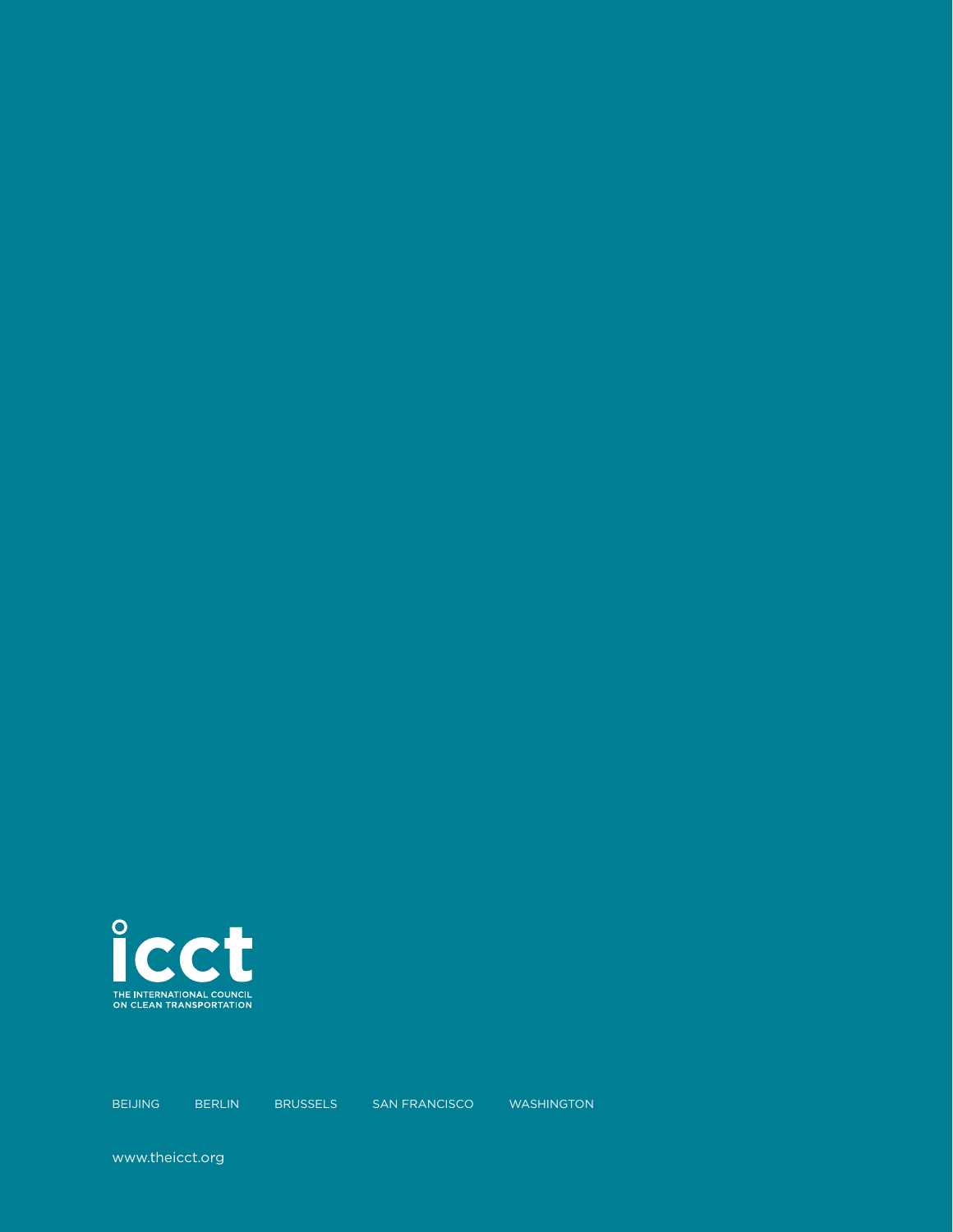icct

THE INTERNATIONAL COUNCIL ON CLEAN TRANSPORTATION

BEIJING BERLIN BRUSSELS SAN FRANCISCO WASHINGTON

www.theicct.org